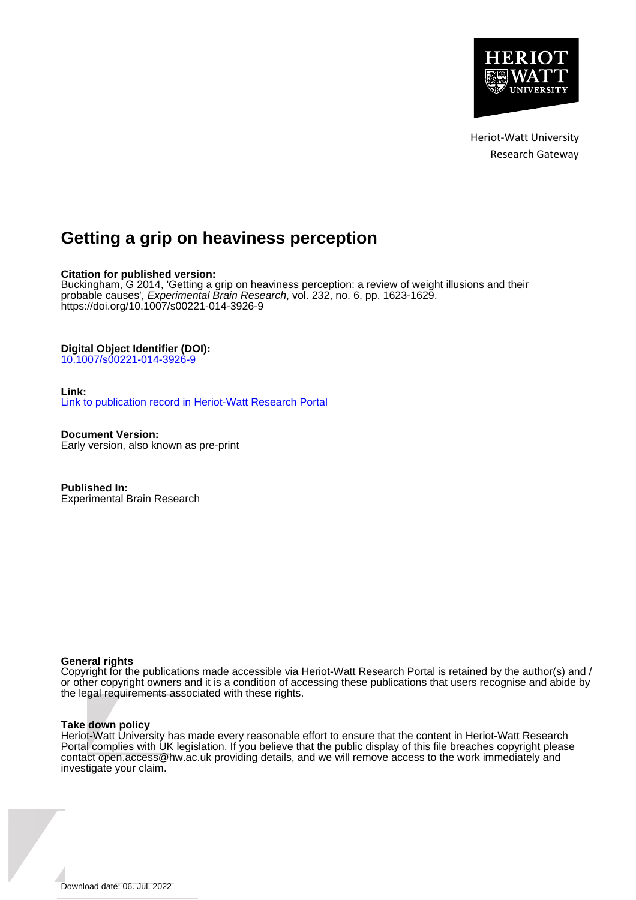Heriot-Watt University
Research Gateway

# Getting a grip on heaviness perception

**Citation for published version:**
Buckingham, G 2014, 'Getting a grip on heaviness perception: a review of weight illusions and their probable causes', *Experimental Brain Research*, vol. 232, no. 6, pp. 1623-1629.
https://doi.org/10.1007/s00221-014-3926-9

**Digital Object Identifier (DOI):**
10.1007/s00221-014-3926-9

**Link:**
Link to publication record in Heriot-Watt Research Portal

**Document Version:**
Early version, also known as pre-print

**Published In:**
Experimental Brain Research

**General rights**
Copyright for the publications made accessible via Heriot-Watt Research Portal is retained by the author(s) and / or other copyright owners and it is a condition of accessing these publications that users recognise and abide by the legal requirements associated with these rights.

**Take down policy**
Heriot-Watt University has made every reasonable effort to ensure that the content in Heriot-Watt Research Portal complies with UK legislation. If you believe that the public display of this file breaches copyright please contact open.access@hw.ac.uk providing details, and we will remove access to the work immediately and investigate your claim.

Download date: 06. Jul. 2022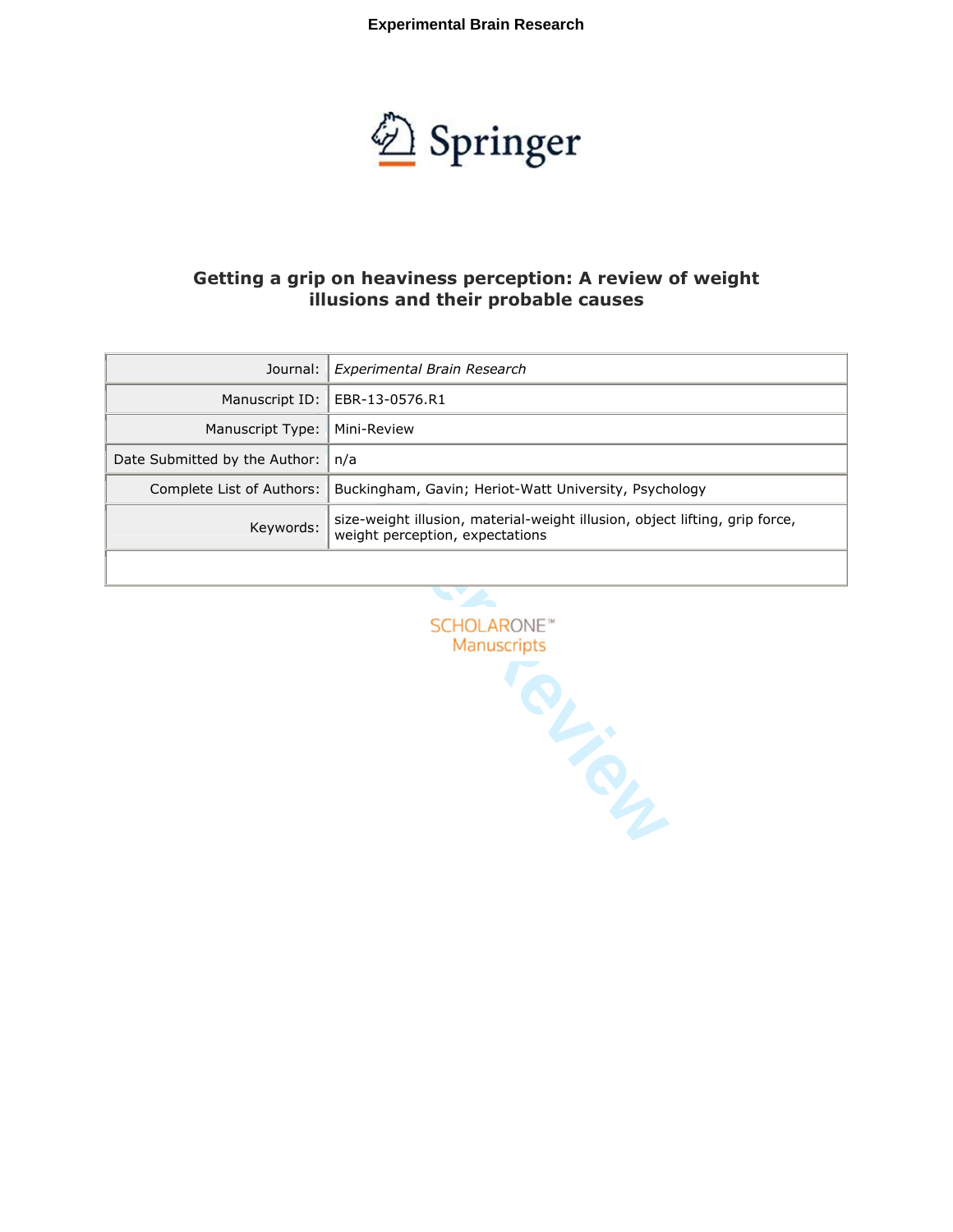# Getting a grip on heaviness perception: A review of weight illusions and their probable causes

| | |
|---|---|
| Journal: | *Experimental Brain Research* |
| Manuscript ID: | EBR-13-0576.R1 |
| Manuscript Type: | Mini-Review |
| Date Submitted by the Author: | n/a |
| Complete List of Authors: | Buckingham, Gavin; Heriot-Watt University, Psychology |
| Keywords: | size-weight illusion, material-weight illusion, object lifting, grip force, weight perception, expectations |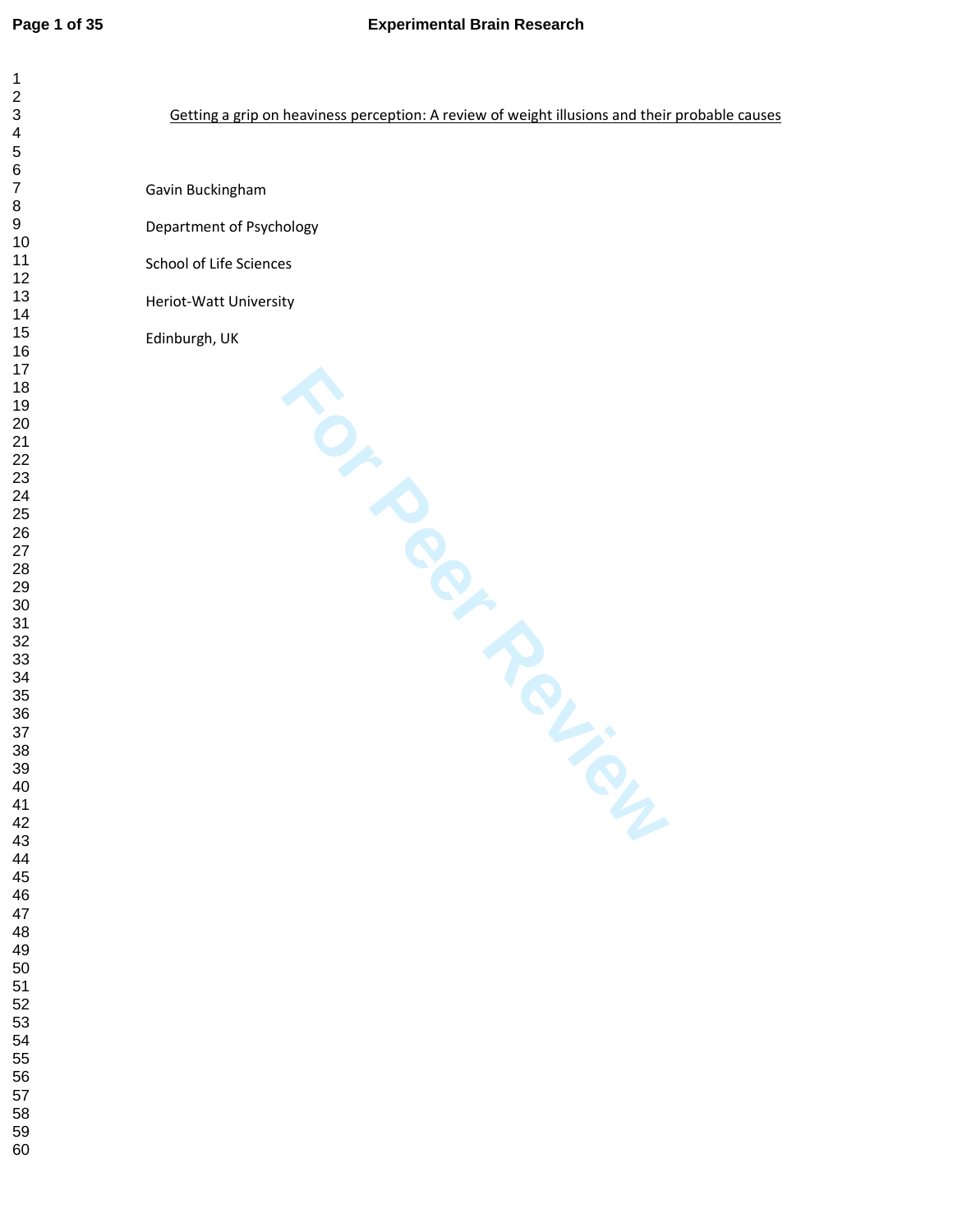# Getting a grip on heaviness perception: A review of weight illusions and their probable causes

Gavin Buckingham

Department of Psychology

School of Life Sciences

Heriot-Watt University

Edinburgh, UK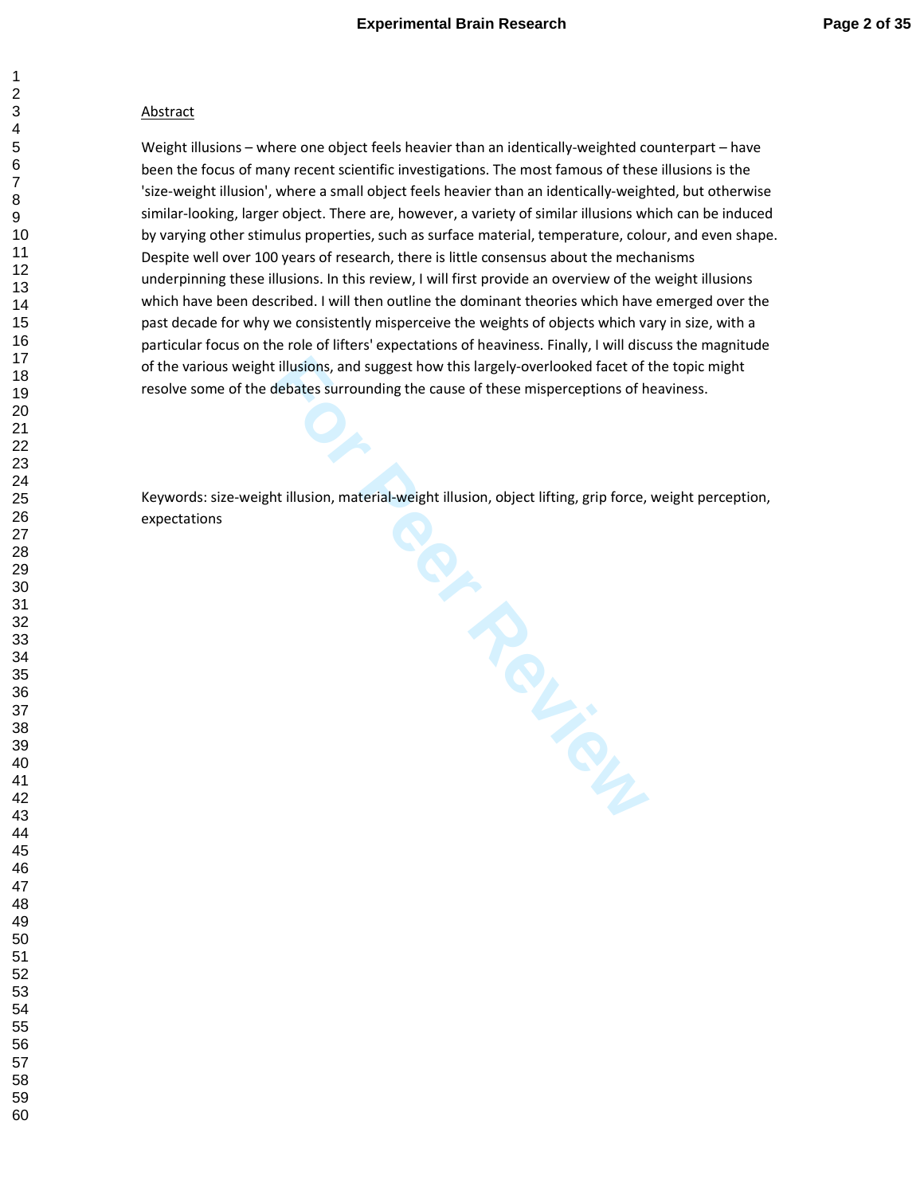Abstract

Weight illusions – where one object feels heavier than an identically-weighted counterpart – have been the focus of many recent scientific investigations. The most famous of these illusions is the 'size-weight illusion', where a small object feels heavier than an identically-weighted, but otherwise similar-looking, larger object. There are, however, a variety of similar illusions which can be induced by varying other stimulus properties, such as surface material, temperature, colour, and even shape. Despite well over 100 years of research, there is little consensus about the mechanisms underpinning these illusions. In this review, I will first provide an overview of the weight illusions which have been described. I will then outline the dominant theories which have emerged over the past decade for why we consistently misperceive the weights of objects which vary in size, with a particular focus on the role of lifters' expectations of heaviness. Finally, I will discuss the magnitude of the various weight illusions, and suggest how this largely-overlooked facet of the topic might resolve some of the debates surrounding the cause of these misperceptions of heaviness.

Keywords: size-weight illusion, material-weight illusion, object lifting, grip force, weight perception, expectations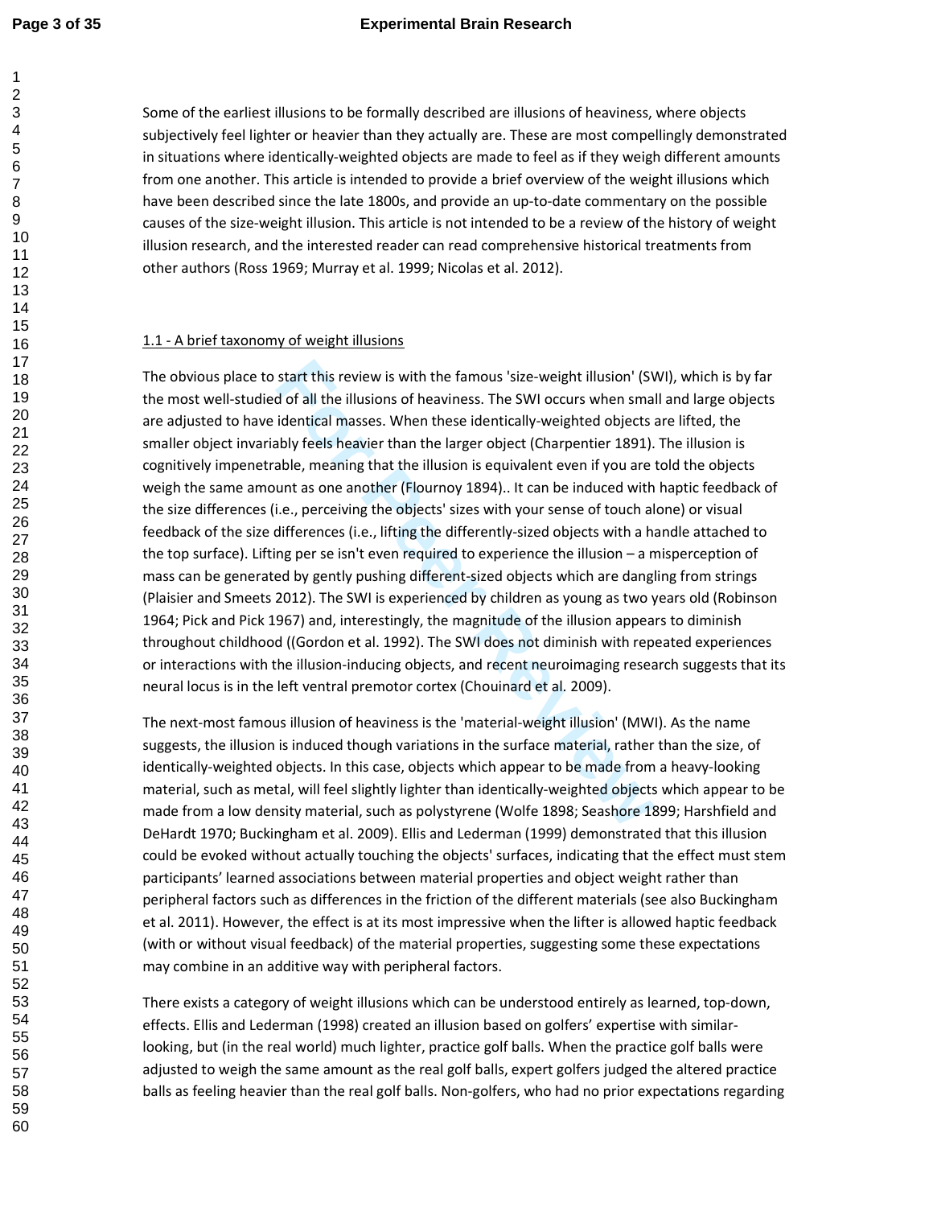Some of the earliest illusions to be formally described are illusions of heaviness, where objects subjectively feel lighter or heavier than they actually are. These are most compellingly demonstrated in situations where identically-weighted objects are made to feel as if they weigh different amounts from one another. This article is intended to provide a brief overview of the weight illusions which have been described since the late 1800s, and provide an up-to-date commentary on the possible causes of the size-weight illusion. This article is not intended to be a review of the history of weight illusion research, and the interested reader can read comprehensive historical treatments from other authors (Ross 1969; Murray et al. 1999; Nicolas et al. 2012).

## 1.1 - A brief taxonomy of weight illusions

The obvious place to start this review is with the famous 'size-weight illusion' (SWI), which is by far the most well-studied of all the illusions of heaviness. The SWI occurs when small and large objects are adjusted to have identical masses. When these identically-weighted objects are lifted, the smaller object invariably feels heavier than the larger object (Charpentier 1891). The illusion is cognitively impenetrable, meaning that the illusion is equivalent even if you are told the objects weigh the same amount as one another (Flournoy 1894).. It can be induced with haptic feedback of the size differences (i.e., perceiving the objects' sizes with your sense of touch alone) or visual feedback of the size differences (i.e., lifting the differently-sized objects with a handle attached to the top surface). Lifting per se isn't even required to experience the illusion – a misperception of mass can be generated by gently pushing different-sized objects which are dangling from strings (Plaisier and Smeets 2012). The SWI is experienced by children as young as two years old (Robinson 1964; Pick and Pick 1967) and, interestingly, the magnitude of the illusion appears to diminish throughout childhood ((Gordon et al. 1992). The SWI does not diminish with repeated experiences or interactions with the illusion-inducing objects, and recent neuroimaging research suggests that its neural locus is in the left ventral premotor cortex (Chouinard et al. 2009).

The next-most famous illusion of heaviness is the 'material-weight illusion' (MWI). As the name suggests, the illusion is induced though variations in the surface material, rather than the size, of identically-weighted objects. In this case, objects which appear to be made from a heavy-looking material, such as metal, will feel slightly lighter than identically-weighted objects which appear to be made from a low density material, such as polystyrene (Wolfe 1898; Seashore 1899; Harshfield and DeHardt 1970; Buckingham et al. 2009). Ellis and Lederman (1999) demonstrated that this illusion could be evoked without actually touching the objects' surfaces, indicating that the effect must stem participants' learned associations between material properties and object weight rather than peripheral factors such as differences in the friction of the different materials (see also Buckingham et al. 2011). However, the effect is at its most impressive when the lifter is allowed haptic feedback (with or without visual feedback) of the material properties, suggesting some these expectations may combine in an additive way with peripheral factors.

There exists a category of weight illusions which can be understood entirely as learned, top-down, effects. Ellis and Lederman (1998) created an illusion based on golfers' expertise with similar-looking, but (in the real world) much lighter, practice golf balls. When the practice golf balls were adjusted to weigh the same amount as the real golf balls, expert golfers judged the altered practice balls as feeling heavier than the real golf balls. Non-golfers, who had no prior expectations regarding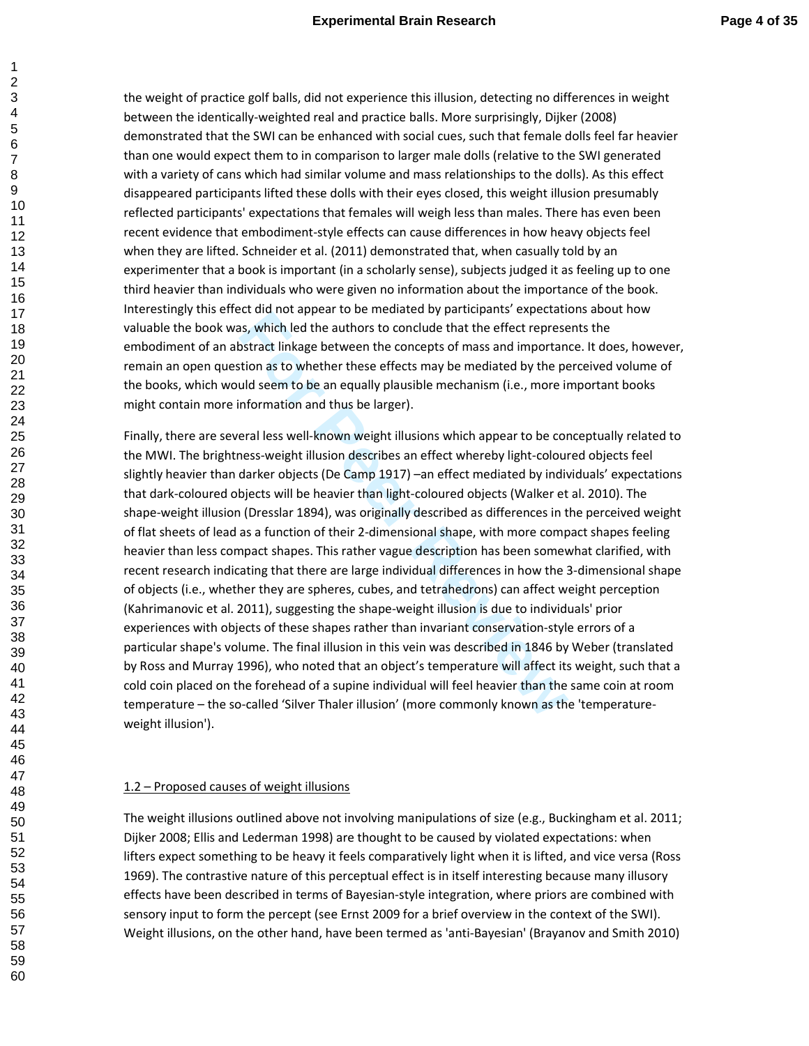the weight of practice golf balls, did not experience this illusion, detecting no differences in weight between the identically-weighted real and practice balls. More surprisingly, Dijker (2008) demonstrated that the SWI can be enhanced with social cues, such that female dolls feel far heavier than one would expect them to in comparison to larger male dolls (relative to the SWI generated with a variety of cans which had similar volume and mass relationships to the dolls). As this effect disappeared participants lifted these dolls with their eyes closed, this weight illusion presumably reflected participants' expectations that females will weigh less than males. There has even been recent evidence that embodiment-style effects can cause differences in how heavy objects feel when they are lifted. Schneider et al. (2011) demonstrated that, when casually told by an experimenter that a book is important (in a scholarly sense), subjects judged it as feeling up to one third heavier than individuals who were given no information about the importance of the book. Interestingly this effect did not appear to be mediated by participants' expectations about how valuable the book was, which led the authors to conclude that the effect represents the embodiment of an abstract linkage between the concepts of mass and importance. It does, however, remain an open question as to whether these effects may be mediated by the perceived volume of the books, which would seem to be an equally plausible mechanism (i.e., more important books might contain more information and thus be larger).

Finally, there are several less well-known weight illusions which appear to be conceptually related to the MWI. The brightness-weight illusion describes an effect whereby light-coloured objects feel slightly heavier than darker objects (De Camp 1917) –an effect mediated by individuals' expectations that dark-coloured objects will be heavier than light-coloured objects (Walker et al. 2010). The shape-weight illusion (Dresslar 1894), was originally described as differences in the perceived weight of flat sheets of lead as a function of their 2-dimensional shape, with more compact shapes feeling heavier than less compact shapes. This rather vague description has been somewhat clarified, with recent research indicating that there are large individual differences in how the 3-dimensional shape of objects (i.e., whether they are spheres, cubes, and tetrahedrons) can affect weight perception (Kahrimanovic et al. 2011), suggesting the shape-weight illusion is due to individuals' prior experiences with objects of these shapes rather than invariant conservation-style errors of a particular shape's volume. The final illusion in this vein was described in 1846 by Weber (translated by Ross and Murray 1996), who noted that an object's temperature will affect its weight, such that a cold coin placed on the forehead of a supine individual will feel heavier than the same coin at room temperature – the so-called 'Silver Thaler illusion' (more commonly known as the 'temperature-weight illusion').

## 1.2 – Proposed causes of weight illusions

The weight illusions outlined above not involving manipulations of size (e.g., Buckingham et al. 2011; Dijker 2008; Ellis and Lederman 1998) are thought to be caused by violated expectations: when lifters expect something to be heavy it feels comparatively light when it is lifted, and vice versa (Ross 1969). The contrastive nature of this perceptual effect is in itself interesting because many illusory effects have been described in terms of Bayesian-style integration, where priors are combined with sensory input to form the percept (see Ernst 2009 for a brief overview in the context of the SWI). Weight illusions, on the other hand, have been termed as 'anti-Bayesian' (Brayanov and Smith 2010)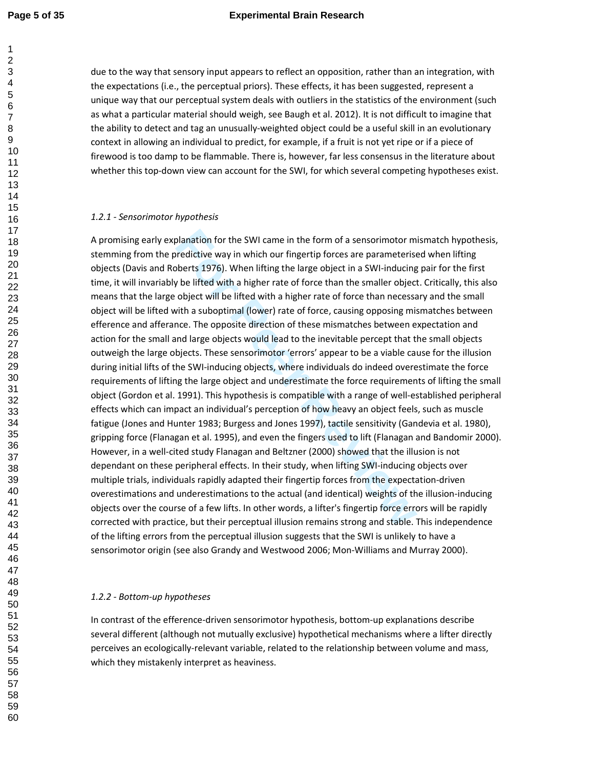due to the way that sensory input appears to reflect an opposition, rather than an integration, with the expectations (i.e., the perceptual priors). These effects, it has been suggested, represent a unique way that our perceptual system deals with outliers in the statistics of the environment (such as what a particular material should weigh, see Baugh et al. 2012). It is not difficult to imagine that the ability to detect and tag an unusually-weighted object could be a useful skill in an evolutionary context in allowing an individual to predict, for example, if a fruit is not yet ripe or if a piece of firewood is too damp to be flammable. There is, however, far less consensus in the literature about whether this top-down view can account for the SWI, for which several competing hypotheses exist.

*1.2.1 - Sensorimotor hypothesis*

A promising early explanation for the SWI came in the form of a sensorimotor mismatch hypothesis, stemming from the predictive way in which our fingertip forces are parameterised when lifting objects (Davis and Roberts 1976). When lifting the large object in a SWI-inducing pair for the first time, it will invariably be lifted with a higher rate of force than the smaller object. Critically, this also means that the large object will be lifted with a higher rate of force than necessary and the small object will be lifted with a suboptimal (lower) rate of force, causing opposing mismatches between efference and afferance. The opposite direction of these mismatches between expectation and action for the small and large objects would lead to the inevitable percept that the small objects outweigh the large objects. These sensorimotor 'errors' appear to be a viable cause for the illusion during initial lifts of the SWI-inducing objects, where individuals do indeed overestimate the force requirements of lifting the large object and underestimate the force requirements of lifting the small object (Gordon et al. 1991). This hypothesis is compatible with a range of well-established peripheral effects which can impact an individual's perception of how heavy an object feels, such as muscle fatigue (Jones and Hunter 1983; Burgess and Jones 1997), tactile sensitivity (Gandevia et al. 1980), gripping force (Flanagan et al. 1995), and even the fingers used to lift (Flanagan and Bandomir 2000). However, in a well-cited study Flanagan and Beltzner (2000) showed that the illusion is not dependant on these peripheral effects. In their study, when lifting SWI-inducing objects over multiple trials, individuals rapidly adapted their fingertip forces from the expectation-driven overestimations and underestimations to the actual (and identical) weights of the illusion-inducing objects over the course of a few lifts. In other words, a lifter's fingertip force errors will be rapidly corrected with practice, but their perceptual illusion remains strong and stable. This independence of the lifting errors from the perceptual illusion suggests that the SWI is unlikely to have a sensorimotor origin (see also Grandy and Westwood 2006; Mon-Williams and Murray 2000).

*1.2.2 - Bottom-up hypotheses*

In contrast of the efference-driven sensorimotor hypothesis, bottom-up explanations describe several different (although not mutually exclusive) hypothetical mechanisms where a lifter directly perceives an ecologically-relevant variable, related to the relationship between volume and mass, which they mistakenly interpret as heaviness.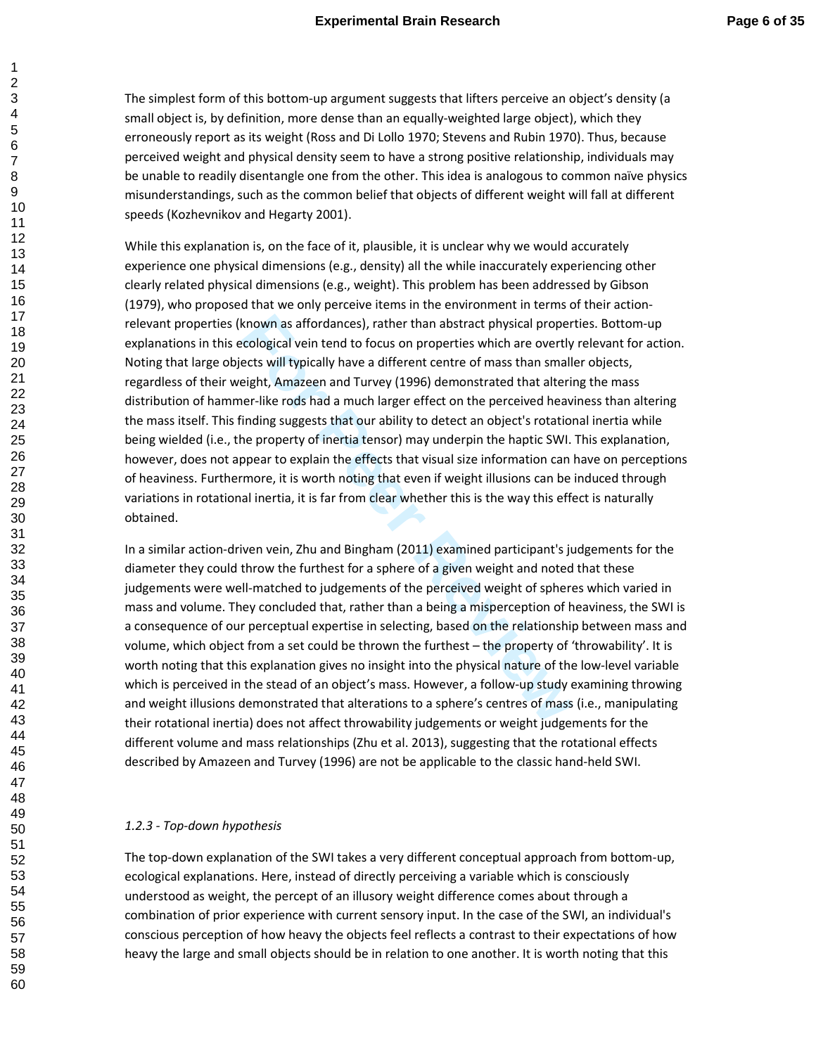The simplest form of this bottom-up argument suggests that lifters perceive an object's density (a small object is, by definition, more dense than an equally-weighted large object), which they erroneously report as its weight (Ross and Di Lollo 1970; Stevens and Rubin 1970). Thus, because perceived weight and physical density seem to have a strong positive relationship, individuals may be unable to readily disentangle one from the other. This idea is analogous to common naïve physics misunderstandings, such as the common belief that objects of different weight will fall at different speeds (Kozhevnikov and Hegarty 2001).

While this explanation is, on the face of it, plausible, it is unclear why we would accurately experience one physical dimensions (e.g., density) all the while inaccurately experiencing other clearly related physical dimensions (e.g., weight). This problem has been addressed by Gibson (1979), who proposed that we only perceive items in the environment in terms of their action-relevant properties (known as affordances), rather than abstract physical properties. Bottom-up explanations in this ecological vein tend to focus on properties which are overtly relevant for action. Noting that large objects will typically have a different centre of mass than smaller objects, regardless of their weight, Amazeen and Turvey (1996) demonstrated that altering the mass distribution of hammer-like rods had a much larger effect on the perceived heaviness than altering the mass itself. This finding suggests that our ability to detect an object's rotational inertia while being wielded (i.e., the property of inertia tensor) may underpin the haptic SWI. This explanation, however, does not appear to explain the effects that visual size information can have on perceptions of heaviness. Furthermore, it is worth noting that even if weight illusions can be induced through variations in rotational inertia, it is far from clear whether this is the way this effect is naturally obtained.

In a similar action-driven vein, Zhu and Bingham (2011) examined participant's judgements for the diameter they could throw the furthest for a sphere of a given weight and noted that these judgements were well-matched to judgements of the perceived weight of spheres which varied in mass and volume. They concluded that, rather than a being a misperception of heaviness, the SWI is a consequence of our perceptual expertise in selecting, based on the relationship between mass and volume, which object from a set could be thrown the furthest – the property of 'throwability'. It is worth noting that this explanation gives no insight into the physical nature of the low-level variable which is perceived in the stead of an object's mass. However, a follow-up study examining throwing and weight illusions demonstrated that alterations to a sphere's centres of mass (i.e., manipulating their rotational inertia) does not affect throwability judgements or weight judgements for the different volume and mass relationships (Zhu et al. 2013), suggesting that the rotational effects described by Amazeen and Turvey (1996) are not be applicable to the classic hand-held SWI.

### *1.2.3 - Top-down hypothesis*

The top-down explanation of the SWI takes a very different conceptual approach from bottom-up, ecological explanations. Here, instead of directly perceiving a variable which is consciously understood as weight, the percept of an illusory weight difference comes about through a combination of prior experience with current sensory input. In the case of the SWI, an individual's conscious perception of how heavy the objects feel reflects a contrast to their expectations of how heavy the large and small objects should be in relation to one another. It is worth noting that this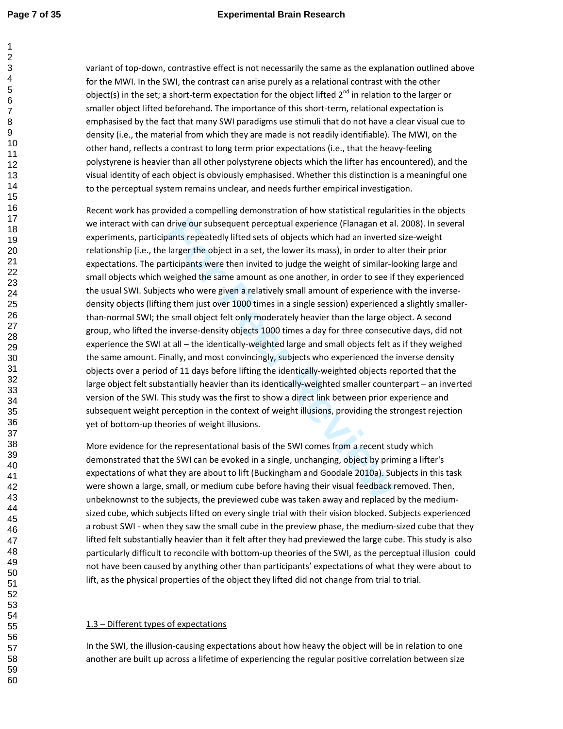variant of top-down, contrastive effect is not necessarily the same as the explanation outlined above for the MWI. In the SWI, the contrast can arise purely as a relational contrast with the other object(s) in the set; a short-term expectation for the object lifted 2nd in relation to the larger or smaller object lifted beforehand. The importance of this short-term, relational expectation is emphasised by the fact that many SWI paradigms use stimuli that do not have a clear visual cue to density (i.e., the material from which they are made is not readily identifiable). The MWI, on the other hand, reflects a contrast to long term prior expectations (i.e., that the heavy-feeling polystyrene is heavier than all other polystyrene objects which the lifter has encountered), and the visual identity of each object is obviously emphasised. Whether this distinction is a meaningful one to the perceptual system remains unclear, and needs further empirical investigation.

Recent work has provided a compelling demonstration of how statistical regularities in the objects we interact with can drive our subsequent perceptual experience (Flanagan et al. 2008). In several experiments, participants repeatedly lifted sets of objects which had an inverted size-weight relationship (i.e., the larger the object in a set, the lower its mass), in order to alter their prior expectations. The participants were then invited to judge the weight of similar-looking large and small objects which weighed the same amount as one another, in order to see if they experienced the usual SWI. Subjects who were given a relatively small amount of experience with the inverse-density objects (lifting them just over 1000 times in a single session) experienced a slightly smaller-than-normal SWI; the small object felt only moderately heavier than the large object. A second group, who lifted the inverse-density objects 1000 times a day for three consecutive days, did not experience the SWI at all – the identically-weighted large and small objects felt as if they weighed the same amount. Finally, and most convincingly, subjects who experienced the inverse density objects over a period of 11 days before lifting the identically-weighted objects reported that the large object felt substantially heavier than its identically-weighted smaller counterpart – an inverted version of the SWI. This study was the first to show a direct link between prior experience and subsequent weight perception in the context of weight illusions, providing the strongest rejection yet of bottom-up theories of weight illusions.

More evidence for the representational basis of the SWI comes from a recent study which demonstrated that the SWI can be evoked in a single, unchanging, object by priming a lifter's expectations of what they are about to lift (Buckingham and Goodale 2010a). Subjects in this task were shown a large, small, or medium cube before having their visual feedback removed. Then, unbeknownst to the subjects, the previewed cube was taken away and replaced by the medium-sized cube, which subjects lifted on every single trial with their vision blocked. Subjects experienced a robust SWI - when they saw the small cube in the preview phase, the medium-sized cube that they lifted felt substantially heavier than it felt after they had previewed the large cube. This study is also particularly difficult to reconcile with bottom-up theories of the SWI, as the perceptual illusion could not have been caused by anything other than participants' expectations of what they were about to lift, as the physical properties of the object they lifted did not change from trial to trial.

### 1.3 – Different types of expectations

In the SWI, the illusion-causing expectations about how heavy the object will be in relation to one another are built up across a lifetime of experiencing the regular positive correlation between size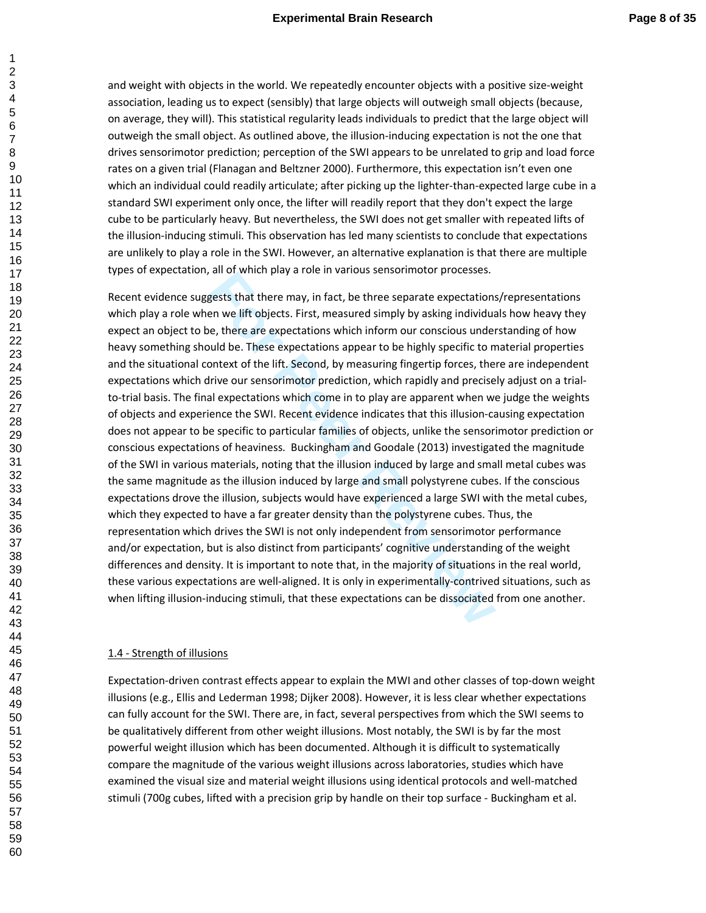and weight with objects in the world. We repeatedly encounter objects with a positive size-weight association, leading us to expect (sensibly) that large objects will outweigh small objects (because, on average, they will). This statistical regularity leads individuals to predict that the large object will outweigh the small object. As outlined above, the illusion-inducing expectation is not the one that drives sensorimotor prediction; perception of the SWI appears to be unrelated to grip and load force rates on a given trial (Flanagan and Beltzner 2000). Furthermore, this expectation isn't even one which an individual could readily articulate; after picking up the lighter-than-expected large cube in a standard SWI experiment only once, the lifter will readily report that they don't expect the large cube to be particularly heavy. But nevertheless, the SWI does not get smaller with repeated lifts of the illusion-inducing stimuli. This observation has led many scientists to conclude that expectations are unlikely to play a role in the SWI. However, an alternative explanation is that there are multiple types of expectation, all of which play a role in various sensorimotor processes.

Recent evidence suggests that there may, in fact, be three separate expectations/representations which play a role when we lift objects. First, measured simply by asking individuals how heavy they expect an object to be, there are expectations which inform our conscious understanding of how heavy something should be. These expectations appear to be highly specific to material properties and the situational context of the lift. Second, by measuring fingertip forces, there are independent expectations which drive our sensorimotor prediction, which rapidly and precisely adjust on a trial-to-trial basis. The final expectations which come in to play are apparent when we judge the weights of objects and experience the SWI. Recent evidence indicates that this illusion-causing expectation does not appear to be specific to particular families of objects, unlike the sensorimotor prediction or conscious expectations of heaviness.  Buckingham and Goodale (2013) investigated the magnitude of the SWI in various materials, noting that the illusion induced by large and small metal cubes was the same magnitude as the illusion induced by large and small polystyrene cubes. If the conscious expectations drove the illusion, subjects would have experienced a large SWI with the metal cubes, which they expected to have a far greater density than the polystyrene cubes. Thus, the representation which drives the SWI is not only independent from sensorimotor performance and/or expectation, but is also distinct from participants' cognitive understanding of the weight differences and density. It is important to note that, in the majority of situations in the real world, these various expectations are well-aligned. It is only in experimentally-contrived situations, such as when lifting illusion-inducing stimuli, that these expectations can be dissociated from one another.

### 1.4 - Strength of illusions

Expectation-driven contrast effects appear to explain the MWI and other classes of top-down weight illusions (e.g., Ellis and Lederman 1998; Dijker 2008). However, it is less clear whether expectations can fully account for the SWI. There are, in fact, several perspectives from which the SWI seems to be qualitatively different from other weight illusions. Most notably, the SWI is by far the most powerful weight illusion which has been documented. Although it is difficult to systematically compare the magnitude of the various weight illusions across laboratories, studies which have examined the visual size and material weight illusions using identical protocols and well-matched stimuli (700g cubes, lifted with a precision grip by handle on their top surface - Buckingham et al.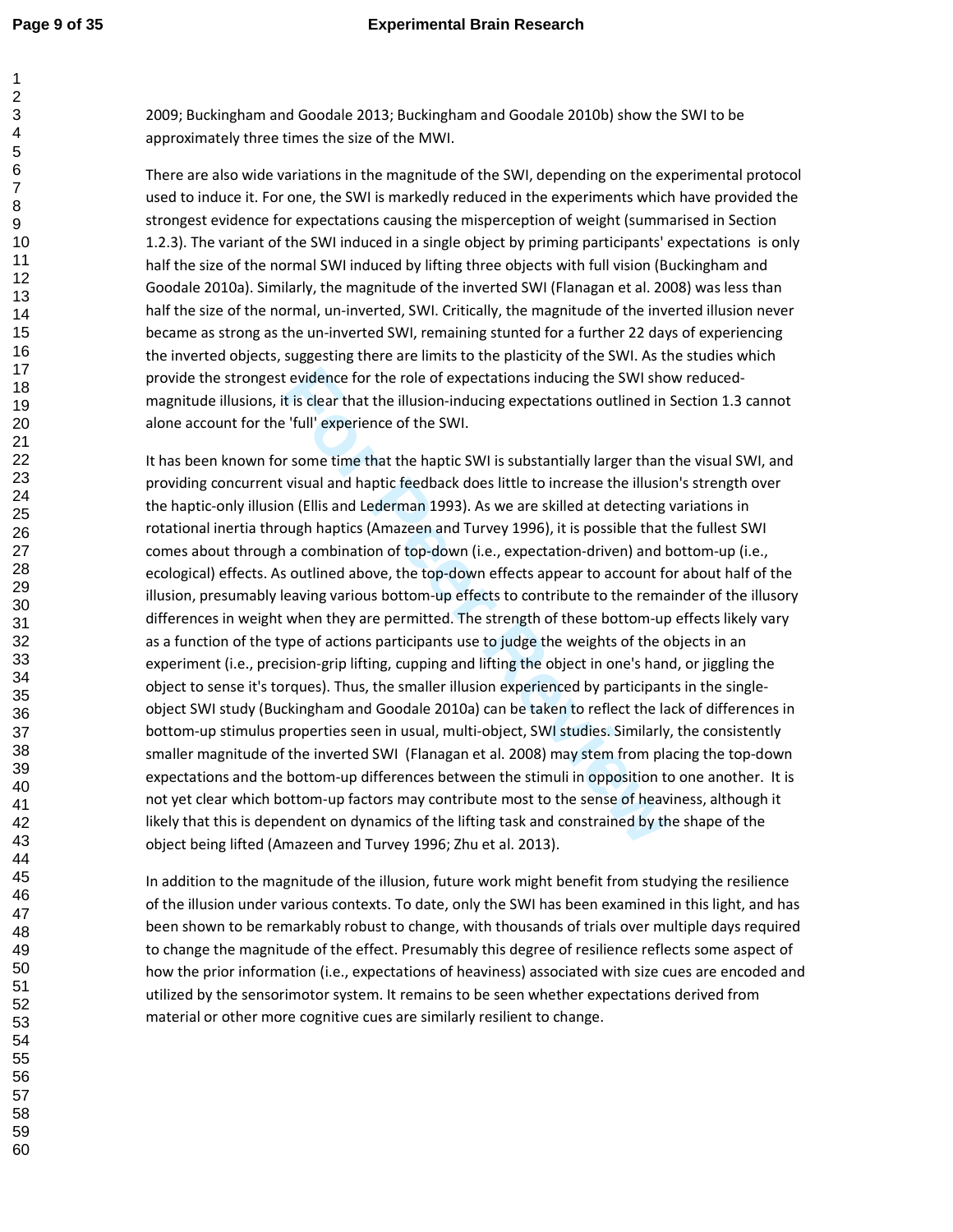2009; Buckingham and Goodale 2013; Buckingham and Goodale 2010b) show the SWI to be approximately three times the size of the MWI.

There are also wide variations in the magnitude of the SWI, depending on the experimental protocol used to induce it. For one, the SWI is markedly reduced in the experiments which have provided the strongest evidence for expectations causing the misperception of weight (summarised in Section 1.2.3). The variant of the SWI induced in a single object by priming participants' expectations is only half the size of the normal SWI induced by lifting three objects with full vision (Buckingham and Goodale 2010a). Similarly, the magnitude of the inverted SWI (Flanagan et al. 2008) was less than half the size of the normal, un-inverted, SWI. Critically, the magnitude of the inverted illusion never became as strong as the un-inverted SWI, remaining stunted for a further 22 days of experiencing the inverted objects, suggesting there are limits to the plasticity of the SWI. As the studies which provide the strongest evidence for the role of expectations inducing the SWI show reduced-magnitude illusions, it is clear that the illusion-inducing expectations outlined in Section 1.3 cannot alone account for the 'full' experience of the SWI.

It has been known for some time that the haptic SWI is substantially larger than the visual SWI, and providing concurrent visual and haptic feedback does little to increase the illusion's strength over the haptic-only illusion (Ellis and Lederman 1993). As we are skilled at detecting variations in rotational inertia through haptics (Amazeen and Turvey 1996), it is possible that the fullest SWI comes about through a combination of top-down (i.e., expectation-driven) and bottom-up (i.e., ecological) effects. As outlined above, the top-down effects appear to account for about half of the illusion, presumably leaving various bottom-up effects to contribute to the remainder of the illusory differences in weight when they are permitted. The strength of these bottom-up effects likely vary as a function of the type of actions participants use to judge the weights of the objects in an experiment (i.e., precision-grip lifting, cupping and lifting the object in one's hand, or jiggling the object to sense it's torques). Thus, the smaller illusion experienced by participants in the single-object SWI study (Buckingham and Goodale 2010a) can be taken to reflect the lack of differences in bottom-up stimulus properties seen in usual, multi-object, SWI studies. Similarly, the consistently smaller magnitude of the inverted SWI (Flanagan et al. 2008) may stem from placing the top-down expectations and the bottom-up differences between the stimuli in opposition to one another. It is not yet clear which bottom-up factors may contribute most to the sense of heaviness, although it likely that this is dependent on dynamics of the lifting task and constrained by the shape of the object being lifted (Amazeen and Turvey 1996; Zhu et al. 2013).

In addition to the magnitude of the illusion, future work might benefit from studying the resilience of the illusion under various contexts. To date, only the SWI has been examined in this light, and has been shown to be remarkably robust to change, with thousands of trials over multiple days required to change the magnitude of the effect. Presumably this degree of resilience reflects some aspect of how the prior information (i.e., expectations of heaviness) associated with size cues are encoded and utilized by the sensorimotor system. It remains to be seen whether expectations derived from material or other more cognitive cues are similarly resilient to change.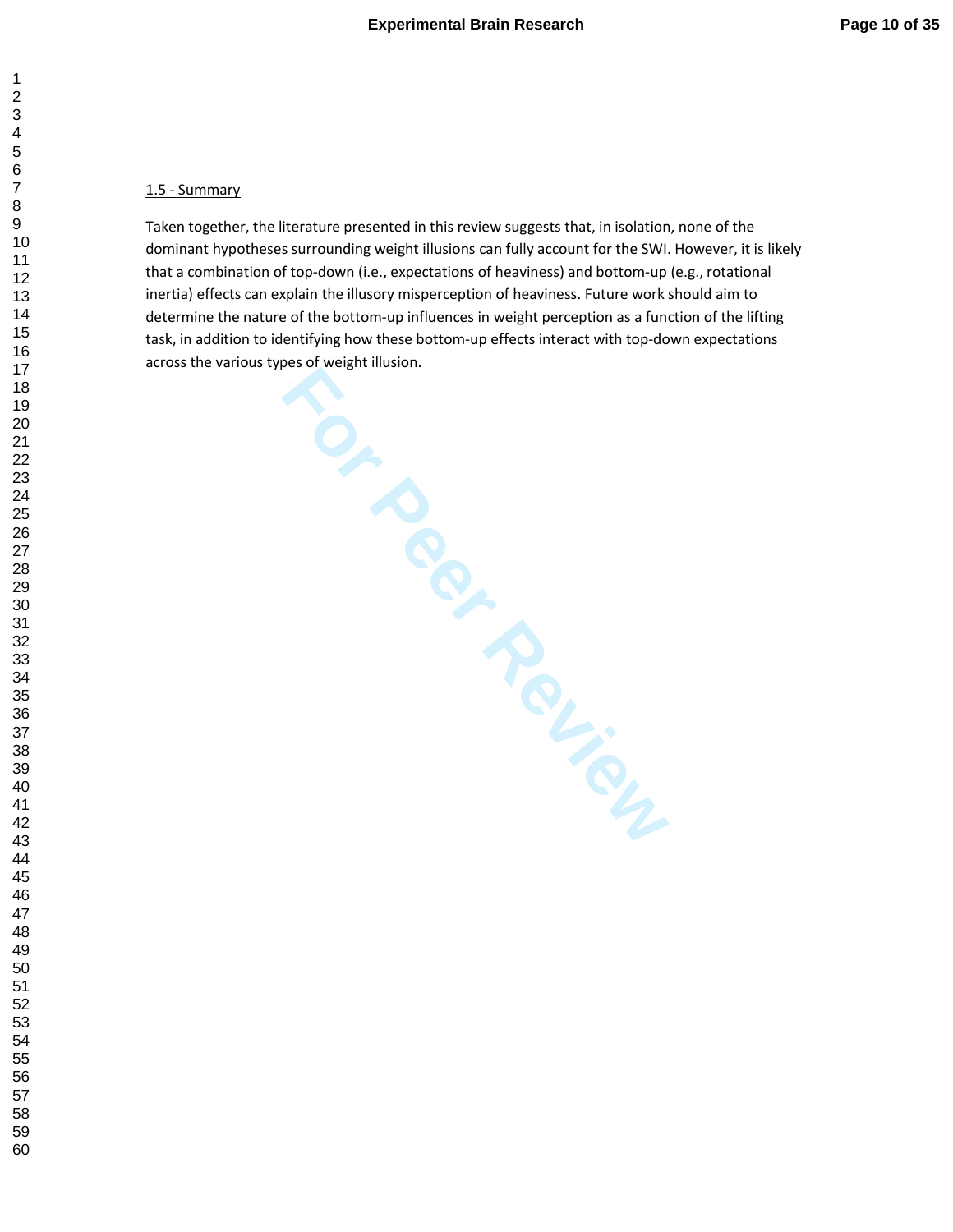### 1.5 - Summary

Taken together, the literature presented in this review suggests that, in isolation, none of the dominant hypotheses surrounding weight illusions can fully account for the SWI. However, it is likely that a combination of top-down (i.e., expectations of heaviness) and bottom-up (e.g., rotational inertia) effects can explain the illusory misperception of heaviness. Future work should aim to determine the nature of the bottom-up influences in weight perception as a function of the lifting task, in addition to identifying how these bottom-up effects interact with top-down expectations across the various types of weight illusion.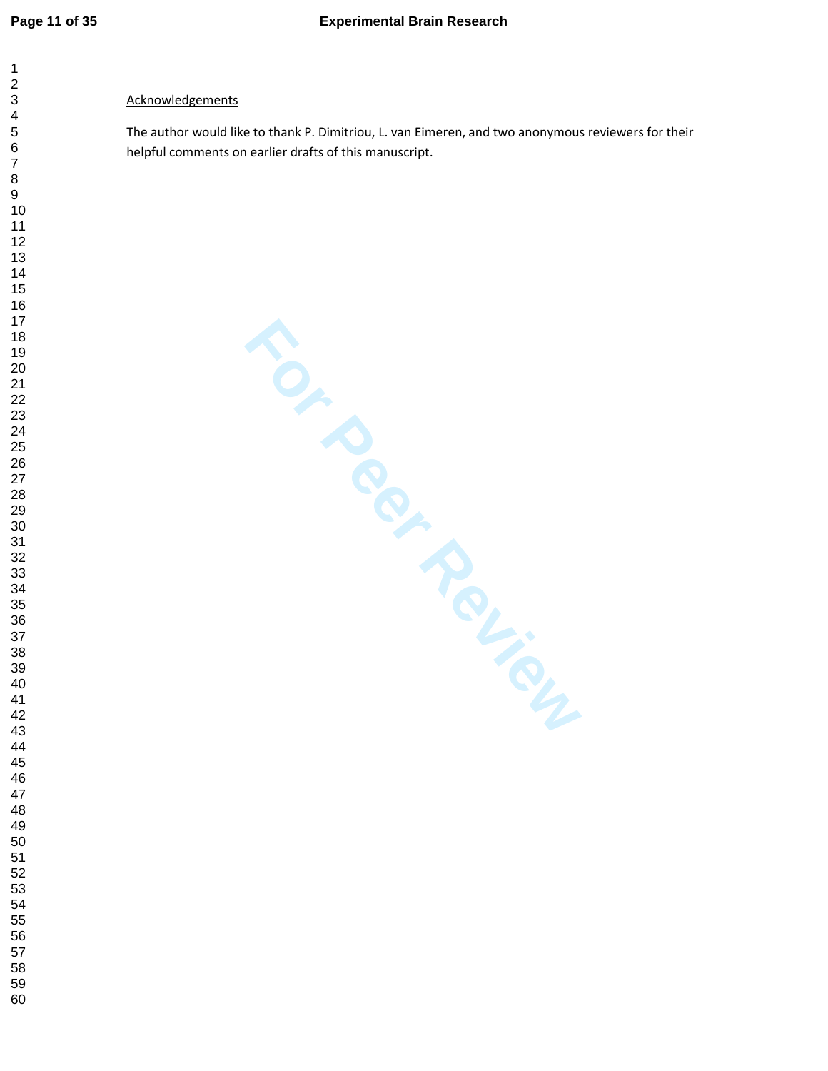Acknowledgements

The author would like to thank P. Dimitriou, L. van Eimeren, and two anonymous reviewers for their helpful comments on earlier drafts of this manuscript.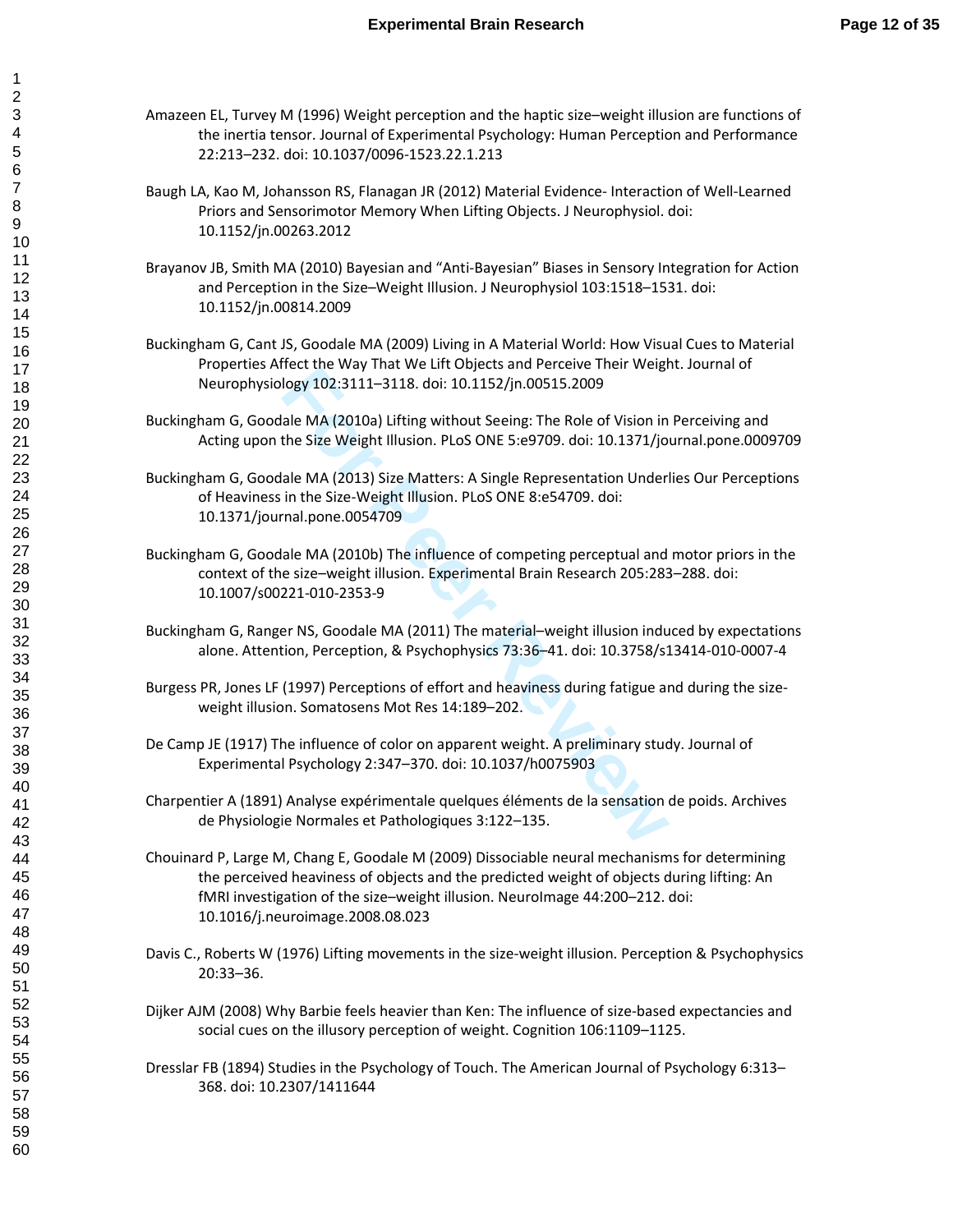Amazeen EL, Turvey M (1996) Weight perception and the haptic size–weight illusion are functions of the inertia tensor. Journal of Experimental Psychology: Human Perception and Performance 22:213–232. doi: 10.1037/0096-1523.22.1.213

Baugh LA, Kao M, Johansson RS, Flanagan JR (2012) Material Evidence- Interaction of Well-Learned Priors and Sensorimotor Memory When Lifting Objects. J Neurophysiol. doi: 10.1152/jn.00263.2012

Brayanov JB, Smith MA (2010) Bayesian and "Anti-Bayesian" Biases in Sensory Integration for Action and Perception in the Size–Weight Illusion. J Neurophysiol 103:1518–1531. doi: 10.1152/jn.00814.2009

Buckingham G, Cant JS, Goodale MA (2009) Living in A Material World: How Visual Cues to Material Properties Affect the Way That We Lift Objects and Perceive Their Weight. Journal of Neurophysiology 102:3111–3118. doi: 10.1152/jn.00515.2009

Buckingham G, Goodale MA (2010a) Lifting without Seeing: The Role of Vision in Perceiving and Acting upon the Size Weight Illusion. PLoS ONE 5:e9709. doi: 10.1371/journal.pone.0009709

Buckingham G, Goodale MA (2013) Size Matters: A Single Representation Underlies Our Perceptions of Heaviness in the Size-Weight Illusion. PLoS ONE 8:e54709. doi: 10.1371/journal.pone.0054709

Buckingham G, Goodale MA (2010b) The influence of competing perceptual and motor priors in the context of the size–weight illusion. Experimental Brain Research 205:283–288. doi: 10.1007/s00221-010-2353-9

Buckingham G, Ranger NS, Goodale MA (2011) The material–weight illusion induced by expectations alone. Attention, Perception, & Psychophysics 73:36–41. doi: 10.3758/s13414-010-0007-4

Burgess PR, Jones LF (1997) Perceptions of effort and heaviness during fatigue and during the size-weight illusion. Somatosens Mot Res 14:189–202.

De Camp JE (1917) The influence of color on apparent weight. A preliminary study. Journal of Experimental Psychology 2:347–370. doi: 10.1037/h0075903

Charpentier A (1891) Analyse expérimentale quelques éléments de la sensation de poids. Archives de Physiologie Normales et Pathologiques 3:122–135.

Chouinard P, Large M, Chang E, Goodale M (2009) Dissociable neural mechanisms for determining the perceived heaviness of objects and the predicted weight of objects during lifting: An fMRI investigation of the size–weight illusion. NeuroImage 44:200–212. doi: 10.1016/j.neuroimage.2008.08.023

Davis C., Roberts W (1976) Lifting movements in the size-weight illusion. Perception & Psychophysics 20:33–36.

Dijker AJM (2008) Why Barbie feels heavier than Ken: The influence of size-based expectancies and social cues on the illusory perception of weight. Cognition 106:1109–1125.

Dresslar FB (1894) Studies in the Psychology of Touch. The American Journal of Psychology 6:313–368. doi: 10.2307/1411644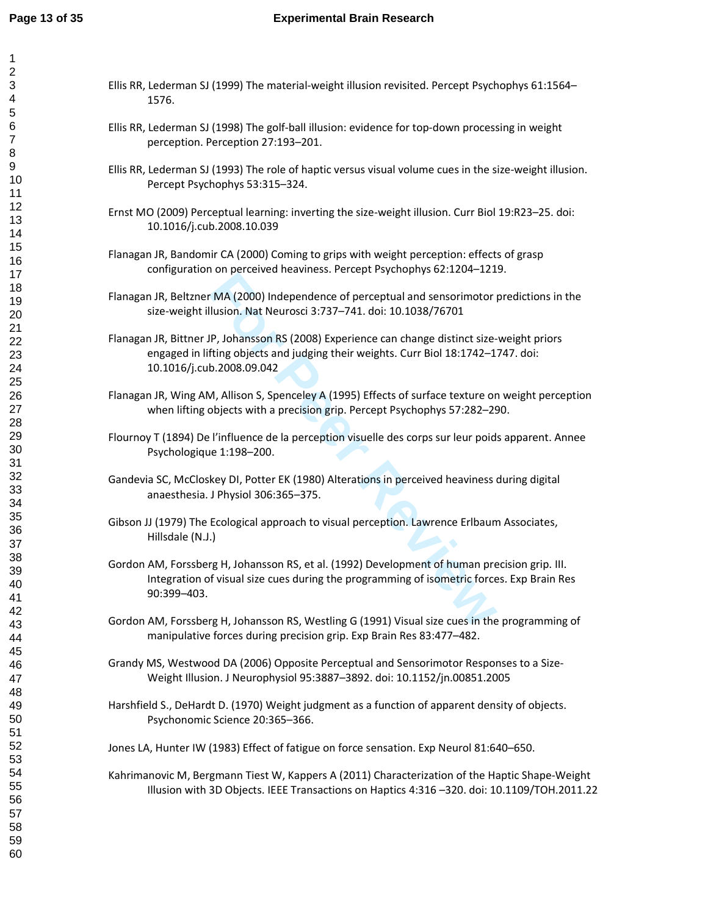Ellis RR, Lederman SJ (1999) The material-weight illusion revisited. Percept Psychophys 61:1564–1576.

Ellis RR, Lederman SJ (1998) The golf-ball illusion: evidence for top-down processing in weight perception. Perception 27:193–201.

Ellis RR, Lederman SJ (1993) The role of haptic versus visual volume cues in the size-weight illusion. Percept Psychophys 53:315–324.

Ernst MO (2009) Perceptual learning: inverting the size-weight illusion. Curr Biol 19:R23–25. doi: 10.1016/j.cub.2008.10.039

Flanagan JR, Bandomir CA (2000) Coming to grips with weight perception: effects of grasp configuration on perceived heaviness. Percept Psychophys 62:1204–1219.

Flanagan JR, Beltzner MA (2000) Independence of perceptual and sensorimotor predictions in the size-weight illusion. Nat Neurosci 3:737–741. doi: 10.1038/76701

Flanagan JR, Bittner JP, Johansson RS (2008) Experience can change distinct size-weight priors engaged in lifting objects and judging their weights. Curr Biol 18:1742–1747. doi: 10.1016/j.cub.2008.09.042

Flanagan JR, Wing AM, Allison S, Spenceley A (1995) Effects of surface texture on weight perception when lifting objects with a precision grip. Percept Psychophys 57:282–290.

Flournoy T (1894) De l'influence de la perception visuelle des corps sur leur poids apparent. Annee Psychologique 1:198–200.

Gandevia SC, McCloskey DI, Potter EK (1980) Alterations in perceived heaviness during digital anaesthesia. J Physiol 306:365–375.

Gibson JJ (1979) The Ecological approach to visual perception. Lawrence Erlbaum Associates, Hillsdale (N.J.)

Gordon AM, Forssberg H, Johansson RS, et al. (1992) Development of human precision grip. III. Integration of visual size cues during the programming of isometric forces. Exp Brain Res 90:399–403.

Gordon AM, Forssberg H, Johansson RS, Westling G (1991) Visual size cues in the programming of manipulative forces during precision grip. Exp Brain Res 83:477–482.

Grandy MS, Westwood DA (2006) Opposite Perceptual and Sensorimotor Responses to a Size-Weight Illusion. J Neurophysiol 95:3887–3892. doi: 10.1152/jn.00851.2005

Harshfield S., DeHardt D. (1970) Weight judgment as a function of apparent density of objects. Psychonomic Science 20:365–366.

Jones LA, Hunter IW (1983) Effect of fatigue on force sensation. Exp Neurol 81:640–650.

Kahrimanovic M, Bergmann Tiest W, Kappers A (2011) Characterization of the Haptic Shape-Weight Illusion with 3D Objects. IEEE Transactions on Haptics 4:316 –320. doi: 10.1109/TOH.2011.22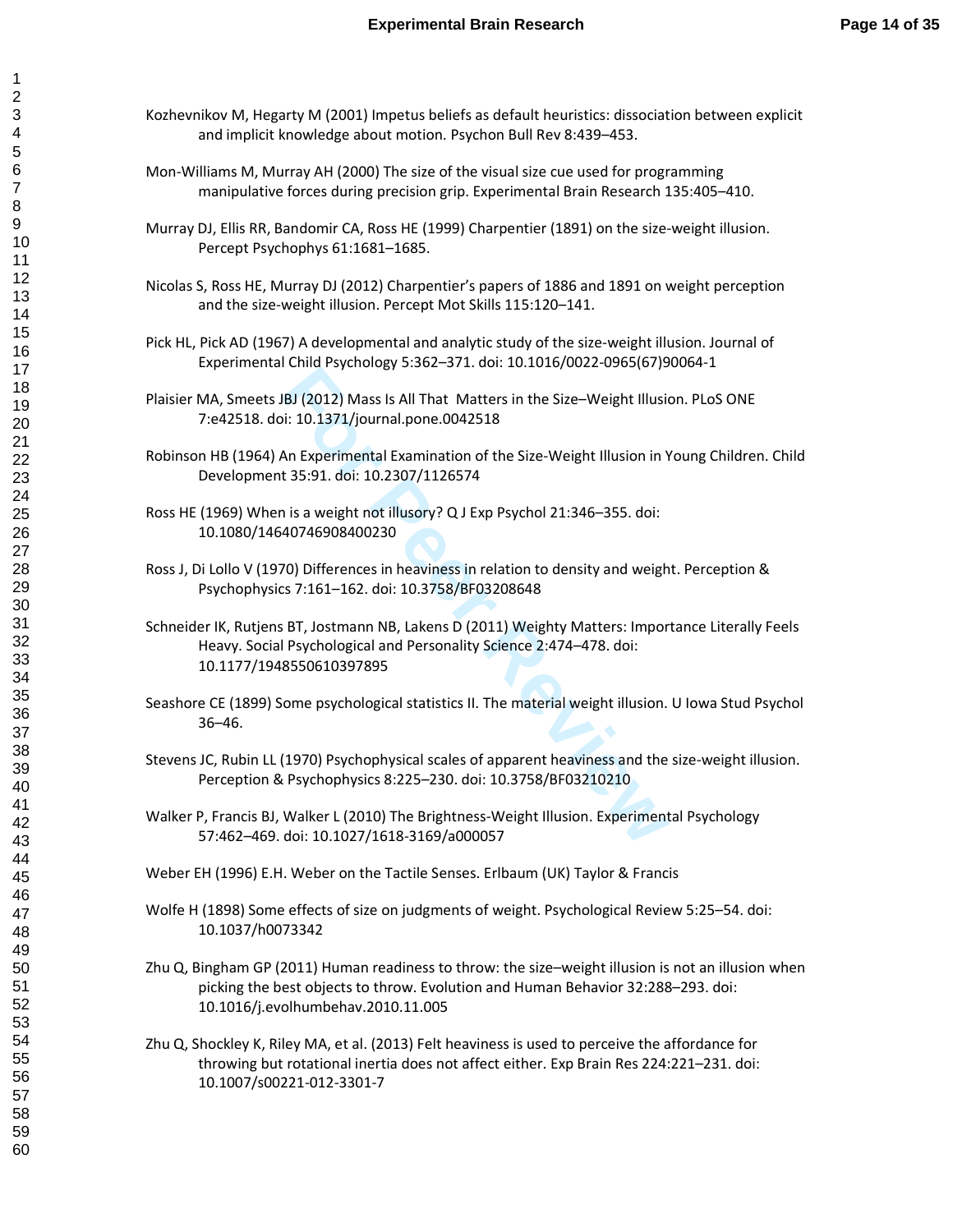Kozhevnikov M, Hegarty M (2001) Impetus beliefs as default heuristics: dissociation between explicit and implicit knowledge about motion. Psychon Bull Rev 8:439–453.

Mon-Williams M, Murray AH (2000) The size of the visual size cue used for programming manipulative forces during precision grip. Experimental Brain Research 135:405–410.

Murray DJ, Ellis RR, Bandomir CA, Ross HE (1999) Charpentier (1891) on the size-weight illusion. Percept Psychophys 61:1681–1685.

Nicolas S, Ross HE, Murray DJ (2012) Charpentier's papers of 1886 and 1891 on weight perception and the size-weight illusion. Percept Mot Skills 115:120–141.

Pick HL, Pick AD (1967) A developmental and analytic study of the size-weight illusion. Journal of Experimental Child Psychology 5:362–371. doi: 10.1016/0022-0965(67)90064-1

Plaisier MA, Smeets JBJ (2012) Mass Is All That Matters in the Size–Weight Illusion. PLoS ONE 7:e42518. doi: 10.1371/journal.pone.0042518

Robinson HB (1964) An Experimental Examination of the Size-Weight Illusion in Young Children. Child Development 35:91. doi: 10.2307/1126574

Ross HE (1969) When is a weight not illusory? Q J Exp Psychol 21:346–355. doi: 10.1080/14640746908400230

Ross J, Di Lollo V (1970) Differences in heaviness in relation to density and weight. Perception & Psychophysics 7:161–162. doi: 10.3758/BF03208648

Schneider IK, Rutjens BT, Jostmann NB, Lakens D (2011) Weighty Matters: Importance Literally Feels Heavy. Social Psychological and Personality Science 2:474–478. doi: 10.1177/1948550610397895

Seashore CE (1899) Some psychological statistics II. The material weight illusion. U Iowa Stud Psychol 36–46.

Stevens JC, Rubin LL (1970) Psychophysical scales of apparent heaviness and the size-weight illusion. Perception & Psychophysics 8:225–230. doi: 10.3758/BF03210210

Walker P, Francis BJ, Walker L (2010) The Brightness-Weight Illusion. Experimental Psychology 57:462–469. doi: 10.1027/1618-3169/a000057

Weber EH (1996) E.H. Weber on the Tactile Senses. Erlbaum (UK) Taylor & Francis

Wolfe H (1898) Some effects of size on judgments of weight. Psychological Review 5:25–54. doi: 10.1037/h0073342

Zhu Q, Bingham GP (2011) Human readiness to throw: the size–weight illusion is not an illusion when picking the best objects to throw. Evolution and Human Behavior 32:288–293. doi: 10.1016/j.evolhumbehav.2010.11.005

Zhu Q, Shockley K, Riley MA, et al. (2013) Felt heaviness is used to perceive the affordance for throwing but rotational inertia does not affect either. Exp Brain Res 224:221–231. doi: 10.1007/s00221-012-3301-7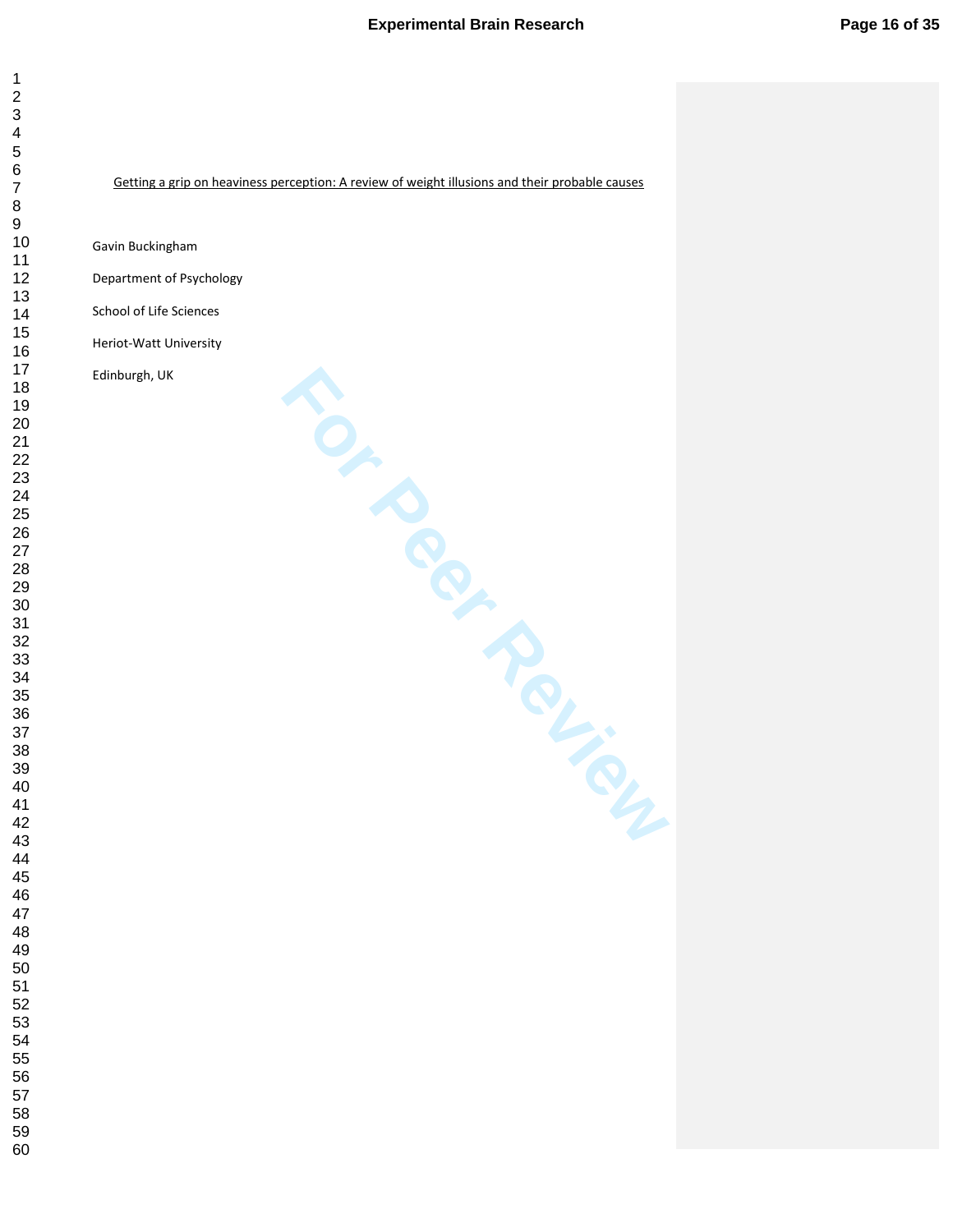Getting a grip on heaviness perception: A review of weight illusions and their probable causes

Gavin Buckingham

Department of Psychology

School of Life Sciences

Heriot-Watt University

Edinburgh, UK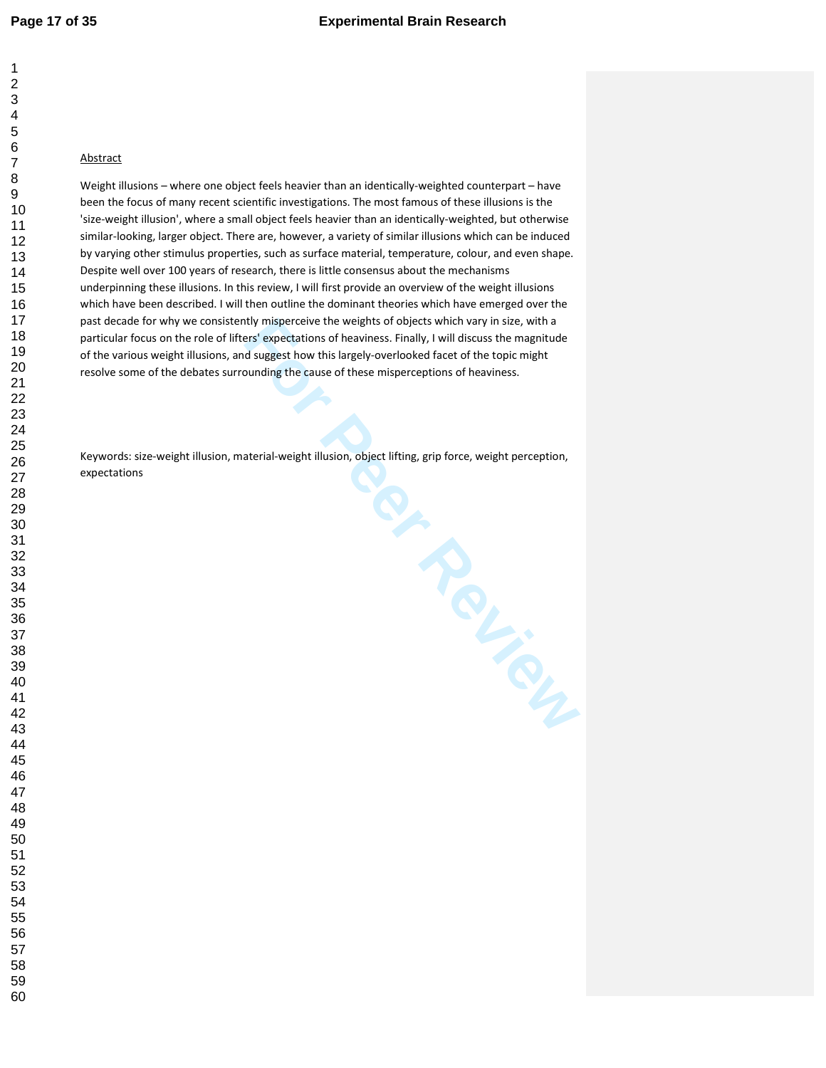Abstract

Weight illusions – where one object feels heavier than an identically-weighted counterpart – have been the focus of many recent scientific investigations. The most famous of these illusions is the 'size-weight illusion', where a small object feels heavier than an identically-weighted, but otherwise similar-looking, larger object. There are, however, a variety of similar illusions which can be induced by varying other stimulus properties, such as surface material, temperature, colour, and even shape. Despite well over 100 years of research, there is little consensus about the mechanisms underpinning these illusions. In this review, I will first provide an overview of the weight illusions which have been described. I will then outline the dominant theories which have emerged over the past decade for why we consistently misperceive the weights of objects which vary in size, with a particular focus on the role of lifters' expectations of heaviness. Finally, I will discuss the magnitude of the various weight illusions, and suggest how this largely-overlooked facet of the topic might resolve some of the debates surrounding the cause of these misperceptions of heaviness.

Keywords: size-weight illusion, material-weight illusion, object lifting, grip force, weight perception, expectations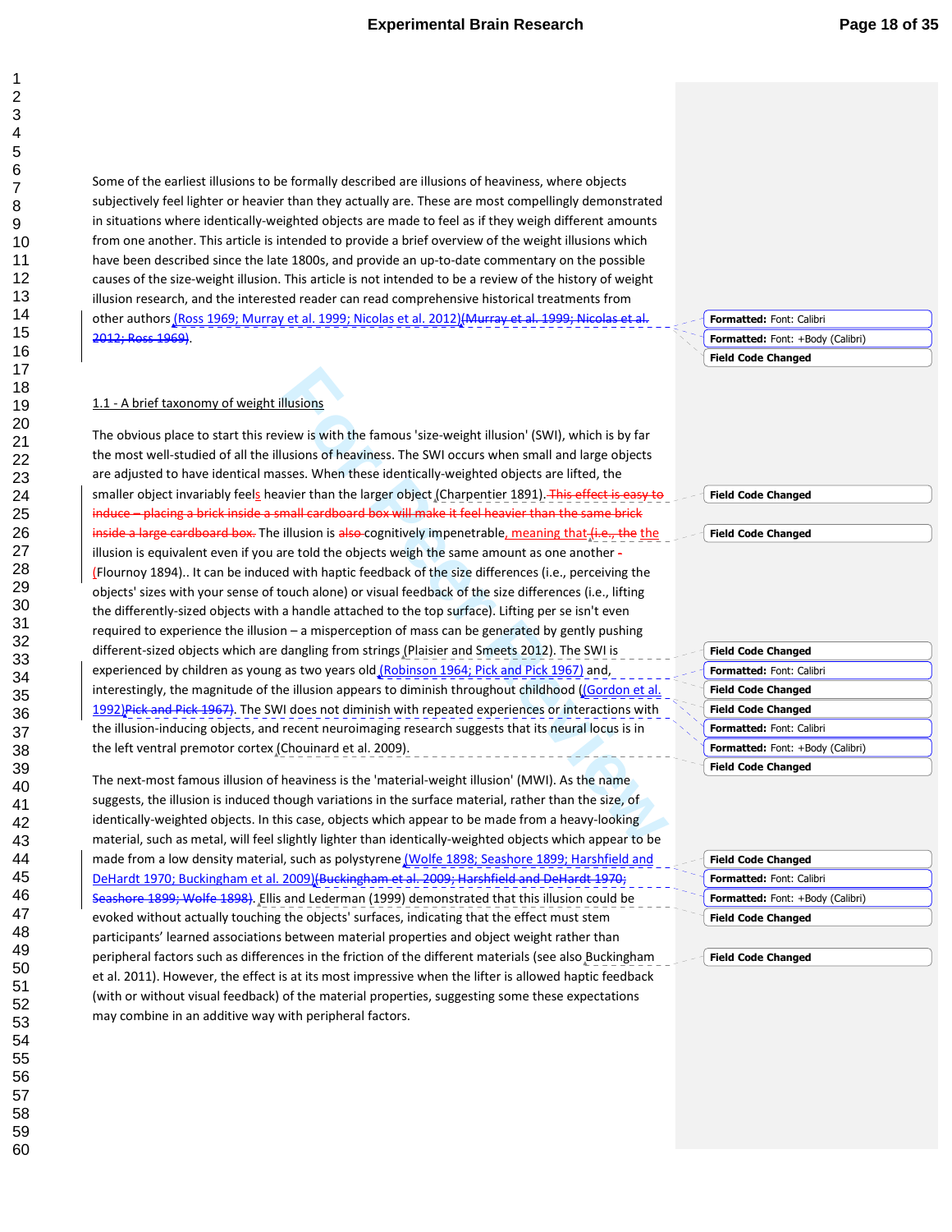Some of the earliest illusions to be formally described are illusions of heaviness, where objects subjectively feel lighter or heavier than they actually are. These are most compellingly demonstrated in situations where identically-weighted objects are made to feel as if they weigh different amounts from one another. This article is intended to provide a brief overview of the weight illusions which have been described since the late 1800s, and provide an up-to-date commentary on the possible causes of the size-weight illusion. This article is not intended to be a review of the history of weight illusion research, and the interested reader can read comprehensive historical treatments from other authors (Ross 1969; Murray et al. 1999; Nicolas et al. 2012)~~(Murray et al. 1999; Nicolas et al. 2012; Ross 1969)~~.

## 1.1 - A brief taxonomy of weight illusions

The obvious place to start this review is with the famous 'size-weight illusion' (SWI), which is by far the most well-studied of all the illusions of heaviness. The SWI occurs when small and large objects are adjusted to have identical masses. When these identically-weighted objects are lifted, the smaller object invariably feels heavier than the larger object (Charpentier 1891). ~~This effect is easy to induce – placing a brick inside a small cardboard box will make it feel heavier than the same brick inside a large cardboard box.~~ The illusion is ~~also~~ cognitively impenetrable, meaning that ~~(i.e., the~~ the illusion is equivalent even if you are told the objects weigh the same amount as one another ~~-~~ (Flournoy 1894).. It can be induced with haptic feedback of the size differences (i.e., perceiving the objects' sizes with your sense of touch alone) or visual feedback of the size differences (i.e., lifting the differently-sized objects with a handle attached to the top surface). Lifting per se isn't even required to experience the illusion – a misperception of mass can be generated by gently pushing different-sized objects which are dangling from strings (Plaisier and Smeets 2012). The SWI is experienced by children as young as two years old (Robinson 1964; Pick and Pick 1967) and, interestingly, the magnitude of the illusion appears to diminish throughout childhood ((Gordon et al. 1992)~~Pick and Pick 1967)~~. The SWI does not diminish with repeated experiences or interactions with the illusion-inducing objects, and recent neuroimaging research suggests that its neural locus is in the left ventral premotor cortex (Chouinard et al. 2009).

The next-most famous illusion of heaviness is the 'material-weight illusion' (MWI). As the name suggests, the illusion is induced though variations in the surface material, rather than the size, of identically-weighted objects. In this case, objects which appear to be made from a heavy-looking material, such as metal, will feel slightly lighter than identically-weighted objects which appear to be made from a low density material, such as polystyrene (Wolfe 1898; Seashore 1899; Harshfield and DeHardt 1970; Buckingham et al. 2009)~~(Buckingham et al. 2009; Harshfield and DeHardt 1970; Seashore 1899; Wolfe 1898)~~. Ellis and Lederman (1999) demonstrated that this illusion could be evoked without actually touching the objects' surfaces, indicating that the effect must stem participants' learned associations between material properties and object weight rather than peripheral factors such as differences in the friction of the different materials (see also Buckingham et al. 2011). However, the effect is at its most impressive when the lifter is allowed haptic feedback (with or without visual feedback) of the material properties, suggesting some these expectations may combine in an additive way with peripheral factors.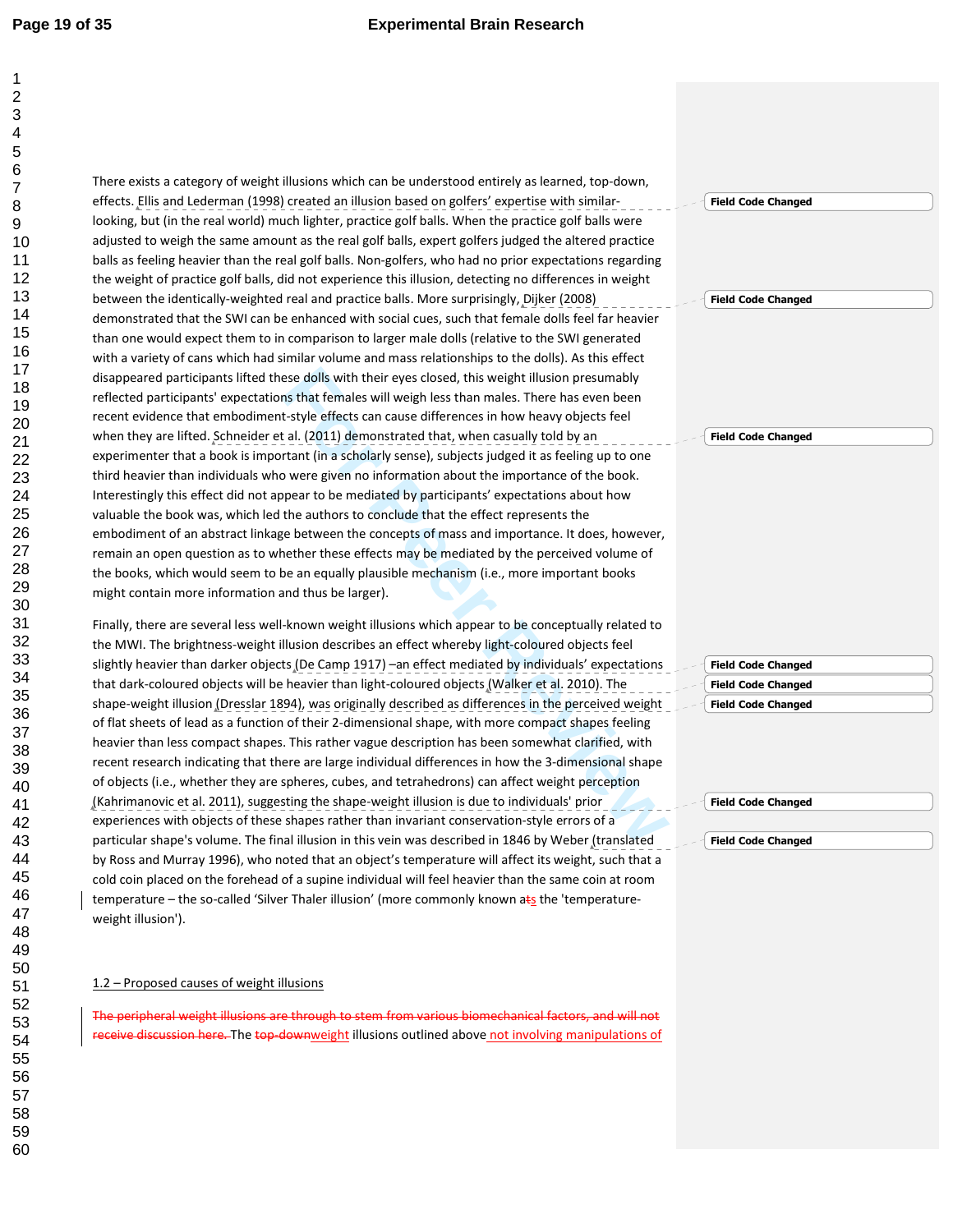There exists a category of weight illusions which can be understood entirely as learned, top-down, effects. Ellis and Lederman (1998) created an illusion based on golfers' expertise with similar-looking, but (in the real world) much lighter, practice golf balls. When the practice golf balls were adjusted to weigh the same amount as the real golf balls, expert golfers judged the altered practice balls as feeling heavier than the real golf balls. Non-golfers, who had no prior expectations regarding the weight of practice golf balls, did not experience this illusion, detecting no differences in weight between the identically-weighted real and practice balls. More surprisingly, Dijker (2008) demonstrated that the SWI can be enhanced with social cues, such that female dolls feel far heavier than one would expect them to in comparison to larger male dolls (relative to the SWI generated with a variety of cans which had similar volume and mass relationships to the dolls). As this effect disappeared participants lifted these dolls with their eyes closed, this weight illusion presumably reflected participants' expectations that females will weigh less than males. There has even been recent evidence that embodiment-style effects can cause differences in how heavy objects feel when they are lifted. Schneider et al. (2011) demonstrated that, when casually told by an experimenter that a book is important (in a scholarly sense), subjects judged it as feeling up to one third heavier than individuals who were given no information about the importance of the book. Interestingly this effect did not appear to be mediated by participants' expectations about how valuable the book was, which led the authors to conclude that the effect represents the embodiment of an abstract linkage between the concepts of mass and importance. It does, however, remain an open question as to whether these effects may be mediated by the perceived volume of the books, which would seem to be an equally plausible mechanism (i.e., more important books might contain more information and thus be larger).

Finally, there are several less well-known weight illusions which appear to be conceptually related to the MWI. The brightness-weight illusion describes an effect whereby light-coloured objects feel slightly heavier than darker objects (De Camp 1917) –an effect mediated by individuals' expectations that dark-coloured objects will be heavier than light-coloured objects (Walker et al. 2010). The shape-weight illusion (Dresslar 1894), was originally described as differences in the perceived weight of flat sheets of lead as a function of their 2-dimensional shape, with more compact shapes feeling heavier than less compact shapes. This rather vague description has been somewhat clarified, with recent research indicating that there are large individual differences in how the 3-dimensional shape of objects (i.e., whether they are spheres, cubes, and tetrahedrons) can affect weight perception (Kahrimanovic et al. 2011), suggesting the shape-weight illusion is due to individuals' prior experiences with objects of these shapes rather than invariant conservation-style errors of a particular shape's volume. The final illusion in this vein was described in 1846 by Weber (translated by Ross and Murray 1996), who noted that an object's temperature will affect its weight, such that a cold coin placed on the forehead of a supine individual will feel heavier than the same coin at room temperature – the so-called 'Silver Thaler illusion' (more commonly known ats the 'temperature-weight illusion').

## 1.2 – Proposed causes of weight illusions

~~The peripheral weight illusions are through to stem from various biomechanical factors, and will not receive discussion here.~~ The ~~top-down~~weight illusions outlined above not involving manipulations of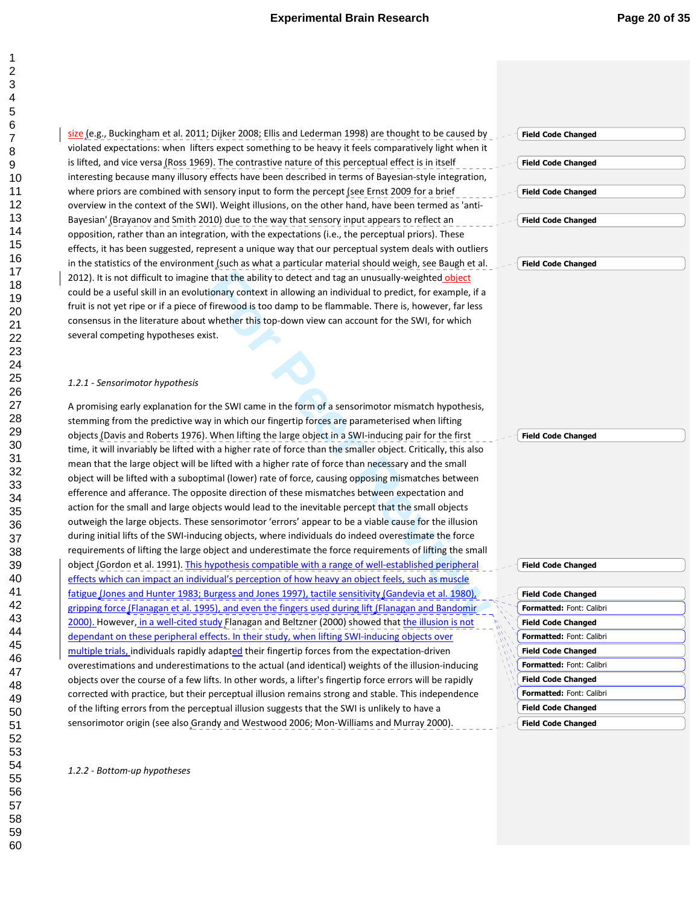size (e.g., Buckingham et al. 2011; Dijker 2008; Ellis and Lederman 1998) are thought to be caused by violated expectations: when lifters expect something to be heavy it feels comparatively light when it is lifted, and vice versa (Ross 1969). The contrastive nature of this perceptual effect is in itself interesting because many illusory effects have been described in terms of Bayesian-style integration, where priors are combined with sensory input to form the percept (see Ernst 2009 for a brief overview in the context of the SWI). Weight illusions, on the other hand, have been termed as 'anti-Bayesian' (Brayanov and Smith 2010) due to the way that sensory input appears to reflect an opposition, rather than an integration, with the expectations (i.e., the perceptual priors). These effects, it has been suggested, represent a unique way that our perceptual system deals with outliers in the statistics of the environment (such as what a particular material should weigh, see Baugh et al. 2012). It is not difficult to imagine that the ability to detect and tag an unusually-weighted object could be a useful skill in an evolutionary context in allowing an individual to predict, for example, if a fruit is not yet ripe or if a piece of firewood is too damp to be flammable. There is, however, far less consensus in the literature about whether this top-down view can account for the SWI, for which several competing hypotheses exist.

*1.2.1 - Sensorimotor hypothesis*

A promising early explanation for the SWI came in the form of a sensorimotor mismatch hypothesis, stemming from the predictive way in which our fingertip forces are parameterised when lifting objects (Davis and Roberts 1976). When lifting the large object in a SWI-inducing pair for the first time, it will invariably be lifted with a higher rate of force than the smaller object. Critically, this also mean that the large object will be lifted with a higher rate of force than necessary and the small object will be lifted with a suboptimal (lower) rate of force, causing opposing mismatches between efference and afferance. The opposite direction of these mismatches between expectation and action for the small and large objects would lead to the inevitable percept that the small objects outweigh the large objects. These sensorimotor 'errors' appear to be a viable cause for the illusion during initial lifts of the SWI-inducing objects, where individuals do indeed overestimate the force requirements of lifting the large object and underestimate the force requirements of lifting the small object (Gordon et al. 1991). This hypothesis compatible with a range of well-established peripheral effects which can impact an individual's perception of how heavy an object feels, such as muscle fatigue (Jones and Hunter 1983; Burgess and Jones 1997), tactile sensitivity (Gandevia et al. 1980), gripping force (Flanagan et al. 1995), and even the fingers used during lift (Flanagan and Bandomir 2000). However, in a well-cited study Flanagan and Beltzner (2000) showed that the illusion is not dependant on these peripheral effects. In their study, when lifting SWI-inducing objects over multiple trials, individuals rapidly adapted their fingertip forces from the expectation-driven overestimations and underestimations to the actual (and identical) weights of the illusion-inducing objects over the course of a few lifts. In other words, a lifter's fingertip force errors will be rapidly corrected with practice, but their perceptual illusion remains strong and stable. This independence of the lifting errors from the perceptual illusion suggests that the SWI is unlikely to have a sensorimotor origin (see also Grandy and Westwood 2006; Mon-Williams and Murray 2000).

*1.2.2 - Bottom-up hypotheses*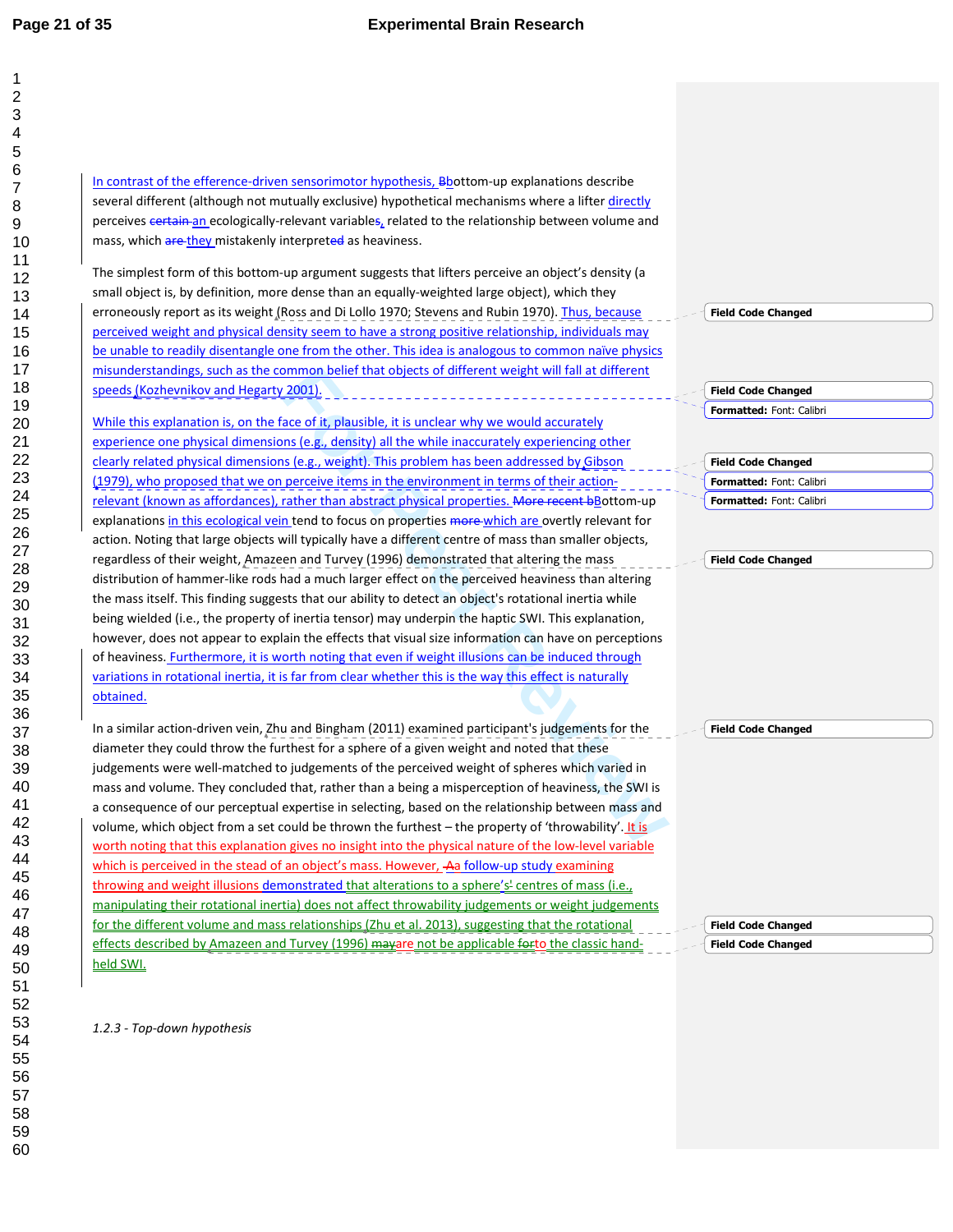In contrast of the efference-driven sensorimotor hypothesis, Bbottom-up explanations describe several different (although not mutually exclusive) hypothetical mechanisms where a lifter directly perceives certain an ecologically-relevant variables, related to the relationship between volume and mass, which are they mistakenly interpreted as heaviness.

The simplest form of this bottom-up argument suggests that lifters perceive an object's density (a small object is, by definition, more dense than an equally-weighted large object), which they erroneously report as its weight (Ross and Di Lollo 1970; Stevens and Rubin 1970). Thus, because perceived weight and physical density seem to have a strong positive relationship, individuals may be unable to readily disentangle one from the other. This idea is analogous to common naïve physics misunderstandings, such as the common belief that objects of different weight will fall at different speeds (Kozhevnikov and Hegarty 2001).

While this explanation is, on the face of it, plausible, it is unclear why we would accurately experience one physical dimensions (e.g., density) all the while inaccurately experiencing other clearly related physical dimensions (e.g., weight). This problem has been addressed by Gibson (1979), who proposed that we on perceive items in the environment in terms of their action-relevant (known as affordances), rather than abstract physical properties. More recent bBottom-up explanations in this ecological vein tend to focus on properties more which are overtly relevant for action. Noting that large objects will typically have a different centre of mass than smaller objects, regardless of their weight, Amazeen and Turvey (1996) demonstrated that altering the mass distribution of hammer-like rods had a much larger effect on the perceived heaviness than altering the mass itself. This finding suggests that our ability to detect an object's rotational inertia while being wielded (i.e., the property of inertia tensor) may underpin the haptic SWI. This explanation, however, does not appear to explain the effects that visual size information can have on perceptions of heaviness. Furthermore, it is worth noting that even if weight illusions can be induced through variations in rotational inertia, it is far from clear whether this is the way this effect is naturally obtained.

In a similar action-driven vein, Zhu and Bingham (2011) examined participant's judgements for the diameter they could throw the furthest for a sphere of a given weight and noted that these judgements were well-matched to judgements of the perceived weight of spheres which varied in mass and volume. They concluded that, rather than a being a misperception of heaviness, the SWI is a consequence of our perceptual expertise in selecting, based on the relationship between mass and volume, which object from a set could be thrown the furthest – the property of 'throwability'. It is worth noting that this explanation gives no insight into the physical nature of the low-level variable which is perceived in the stead of an object's mass. However, Aa follow-up study examining throwing and weight illusions demonstrated that alterations to a sphere's' centres of mass (i.e., manipulating their rotational inertia) does not affect throwability judgements or weight judgements for the different volume and mass relationships (Zhu et al. 2013), suggesting that the rotational effects described by Amazeen and Turvey (1996) mayare not be applicable forto the classic hand-held SWI.

*1.2.3 - Top-down hypothesis*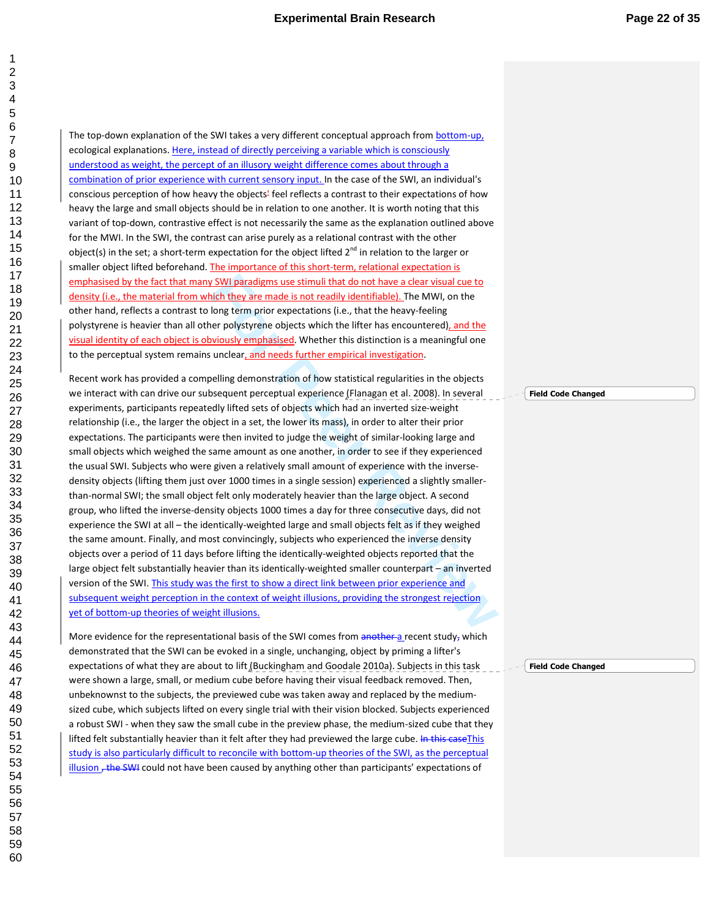The top-down explanation of the SWI takes a very different conceptual approach from bottom-up, ecological explanations. Here, instead of directly perceiving a variable which is consciously understood as weight, the percept of an illusory weight difference comes about through a combination of prior experience with current sensory input. In the case of the SWI, an individual's conscious perception of how heavy the objects' feel reflects a contrast to their expectations of how heavy the large and small objects should be in relation to one another. It is worth noting that this variant of top-down, contrastive effect is not necessarily the same as the explanation outlined above for the MWI. In the SWI, the contrast can arise purely as a relational contrast with the other object(s) in the set; a short-term expectation for the object lifted 2nd in relation to the larger or smaller object lifted beforehand. The importance of this short-term, relational expectation is emphasised by the fact that many SWI paradigms use stimuli that do not have a clear visual cue to density (i.e., the material from which they are made is not readily identifiable). The MWI, on the other hand, reflects a contrast to long term prior expectations (i.e., that the heavy-feeling polystyrene is heavier than all other polystyrene objects which the lifter has encountered), and the visual identity of each object is obviously emphasised. Whether this distinction is a meaningful one to the perceptual system remains unclear, and needs further empirical investigation.

Recent work has provided a compelling demonstration of how statistical regularities in the objects we interact with can drive our subsequent perceptual experience (Flanagan et al. 2008). In several experiments, participants repeatedly lifted sets of objects which had an inverted size-weight relationship (i.e., the larger the object in a set, the lower its mass), in order to alter their prior expectations. The participants were then invited to judge the weight of similar-looking large and small objects which weighed the same amount as one another, in order to see if they experienced the usual SWI. Subjects who were given a relatively small amount of experience with the inverse-density objects (lifting them just over 1000 times in a single session) experienced a slightly smaller-than-normal SWI; the small object felt only moderately heavier than the large object. A second group, who lifted the inverse-density objects 1000 times a day for three consecutive days, did not experience the SWI at all – the identically-weighted large and small objects felt as if they weighed the same amount. Finally, and most convincingly, subjects who experienced the inverse density objects over a period of 11 days before lifting the identically-weighted objects reported that the large object felt substantially heavier than its identically-weighted smaller counterpart – an inverted version of the SWI. This study was the first to show a direct link between prior experience and subsequent weight perception in the context of weight illusions, providing the strongest rejection yet of bottom-up theories of weight illusions.

More evidence for the representational basis of the SWI comes from ~~another~~ a recent study~~,~~ which demonstrated that the SWI can be evoked in a single, unchanging, object by priming a lifter's expectations of what they are about to lift (Buckingham and Goodale 2010a). Subjects in this task were shown a large, small, or medium cube before having their visual feedback removed. Then, unbeknownst to the subjects, the previewed cube was taken away and replaced by the medium-sized cube, which subjects lifted on every single trial with their vision blocked. Subjects experienced a robust SWI - when they saw the small cube in the preview phase, the medium-sized cube that they lifted felt substantially heavier than it felt after they had previewed the large cube. ~~In this case~~This study is also particularly difficult to reconcile with bottom-up theories of the SWI, as the perceptual illusion ~~, the SWI~~ could not have been caused by anything other than participants' expectations of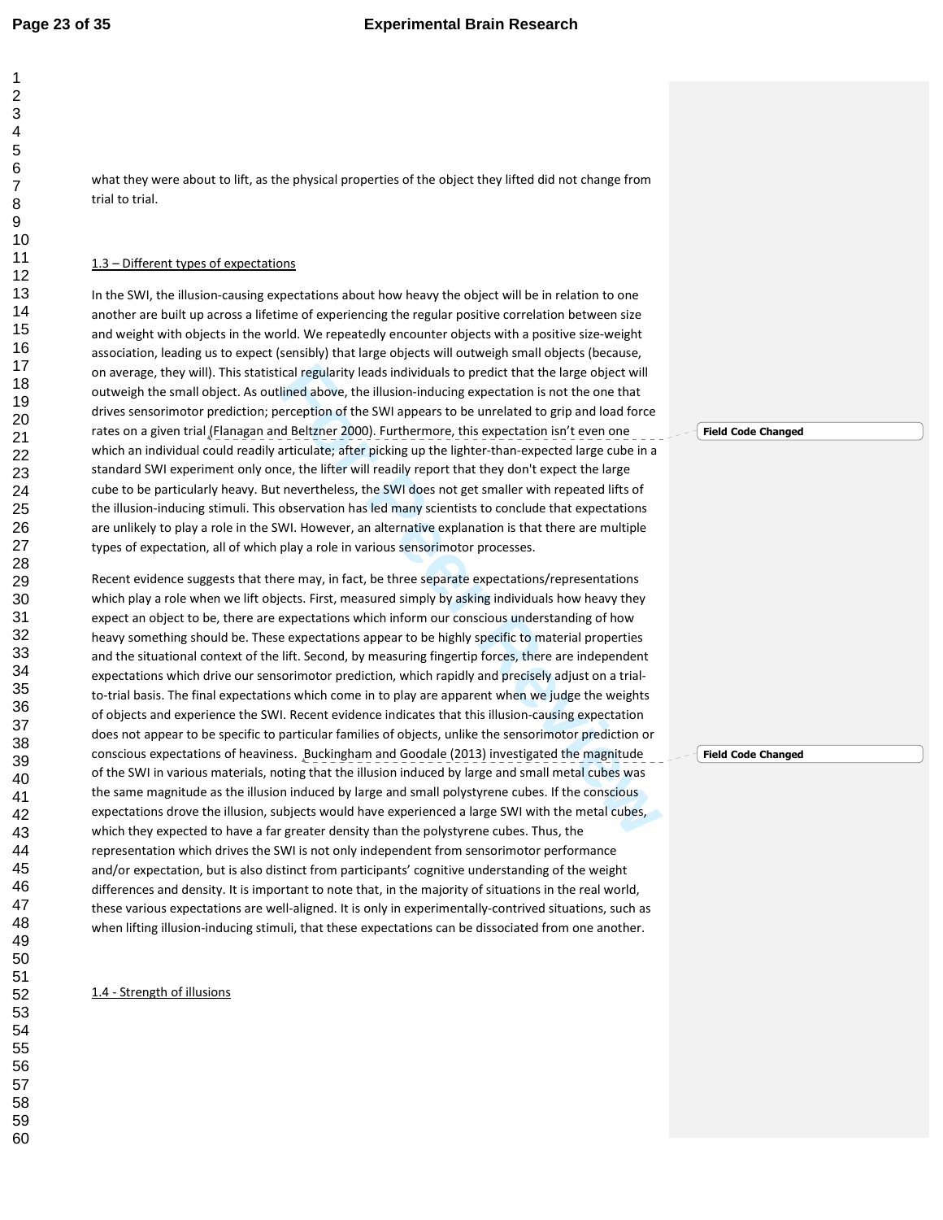what they were about to lift, as the physical properties of the object they lifted did not change from trial to trial.

1.3 – Different types of expectations

In the SWI, the illusion-causing expectations about how heavy the object will be in relation to one another are built up across a lifetime of experiencing the regular positive correlation between size and weight with objects in the world. We repeatedly encounter objects with a positive size-weight association, leading us to expect (sensibly) that large objects will outweigh small objects (because, on average, they will). This statistical regularity leads individuals to predict that the large object will outweigh the small object. As outlined above, the illusion-inducing expectation is not the one that drives sensorimotor prediction; perception of the SWI appears to be unrelated to grip and load force rates on a given trial (Flanagan and Beltzer 2000). Furthermore, this expectation isn't even one which an individual could readily articulate; after picking up the lighter-than-expected large cube in a standard SWI experiment only once, the lifter will readily report that they don't expect the large cube to be particularly heavy. But nevertheless, the SWI does not get smaller with repeated lifts of the illusion-inducing stimuli. This observation has led many scientists to conclude that expectations are unlikely to play a role in the SWI. However, an alternative explanation is that there are multiple types of expectation, all of which play a role in various sensorimotor processes.

Recent evidence suggests that there may, in fact, be three separate expectations/representations which play a role when we lift objects. First, measured simply by asking individuals how heavy they expect an object to be, there are expectations which inform our conscious understanding of how heavy something should be. These expectations appear to be highly specific to material properties and the situational context of the lift. Second, by measuring fingertip forces, there are independent expectations which drive our sensorimotor prediction, which rapidly and precisely adjust on a trial-to-trial basis. The final expectations which come in to play are apparent when we judge the weights of objects and experience the SWI. Recent evidence indicates that this illusion-causing expectation does not appear to be specific to particular families of objects, unlike the sensorimotor prediction or conscious expectations of heaviness. Buckingham and Goodale (2013) investigated the magnitude of the SWI in various materials, noting that the illusion induced by large and small metal cubes was the same magnitude as the illusion induced by large and small polystyrene cubes. If the conscious expectations drove the illusion, subjects would have experienced a large SWI with the metal cubes, which they expected to have a far greater density than the polystyrene cubes. Thus, the representation which drives the SWI is not only independent from sensorimotor performance and/or expectation, but is also distinct from participants' cognitive understanding of the weight differences and density. It is important to note that, in the majority of situations in the real world, these various expectations are well-aligned. It is only in experimentally-contrived situations, such as when lifting illusion-inducing stimuli, that these expectations can be dissociated from one another.

1.4 - Strength of illusions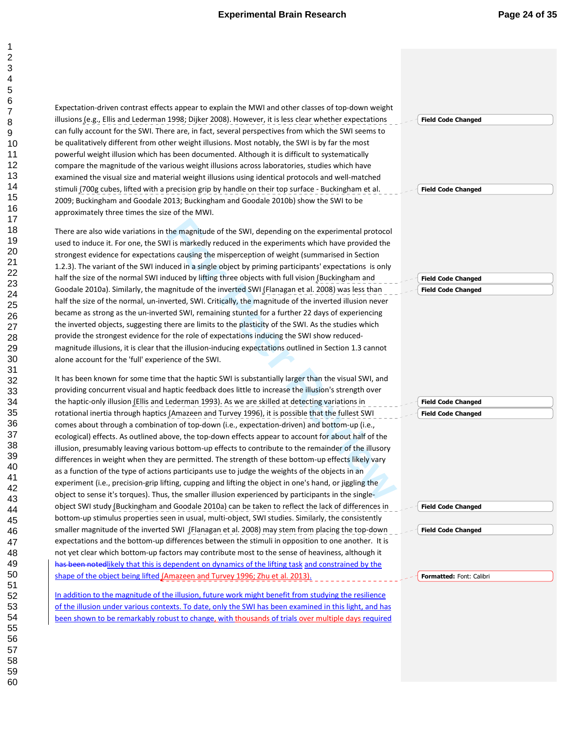Expectation-driven contrast effects appear to explain the MWI and other classes of top-down weight illusions (e.g., Ellis and Lederman 1998; Dijker 2008). However, it is less clear whether expectations can fully account for the SWI. There are, in fact, several perspectives from which the SWI seems to be qualitatively different from other weight illusions. Most notably, the SWI is by far the most powerful weight illusion which has been documented. Although it is difficult to systematically compare the magnitude of the various weight illusions across laboratories, studies which have examined the visual size and material weight illusions using identical protocols and well-matched stimuli (700g cubes, lifted with a precision grip by handle on their top surface - Buckingham et al. 2009; Buckingham and Goodale 2013; Buckingham and Goodale 2010b) show the SWI to be approximately three times the size of the MWI.

There are also wide variations in the magnitude of the SWI, depending on the experimental protocol used to induce it. For one, the SWI is markedly reduced in the experiments which have provided the strongest evidence for expectations causing the misperception of weight (summarised in Section 1.2.3). The variant of the SWI induced in a single object by priming participants' expectations is only half the size of the normal SWI induced by lifting three objects with full vision (Buckingham and Goodale 2010a). Similarly, the magnitude of the inverted SWI (Flanagan et al. 2008) was less than half the size of the normal, un-inverted, SWI. Critically, the magnitude of the inverted illusion never became as strong as the un-inverted SWI, remaining stunted for a further 22 days of experiencing the inverted objects, suggesting there are limits to the plasticity of the SWI. As the studies which provide the strongest evidence for the role of expectations inducing the SWI show reduced-magnitude illusions, it is clear that the illusion-inducing expectations outlined in Section 1.3 cannot alone account for the 'full' experience of the SWI.

It has been known for some time that the haptic SWI is substantially larger than the visual SWI, and providing concurrent visual and haptic feedback does little to increase the illusion's strength over the haptic-only illusion (Ellis and Lederman 1993). As we are skilled at detecting variations in rotational inertia through haptics (Amazeen and Turvey 1996), it is possible that the fullest SWI comes about through a combination of top-down (i.e., expectation-driven) and bottom-up (i.e., ecological) effects. As outlined above, the top-down effects appear to account for about half of the illusion, presumably leaving various bottom-up effects to contribute to the remainder of the illusory differences in weight when they are permitted. The strength of these bottom-up effects likely vary as a function of the type of actions participants use to judge the weights of the objects in an experiment (i.e., precision-grip lifting, cupping and lifting the object in one's hand, or jiggling the object to sense it's torques). Thus, the smaller illusion experienced by participants in the single-object SWI study (Buckingham and Goodale 2010a) can be taken to reflect the lack of differences in bottom-up stimulus properties seen in usual, multi-object, SWI studies. Similarly, the consistently smaller magnitude of the inverted SWI (Flanagan et al. 2008) may stem from placing the top-down expectations and the bottom-up differences between the stimuli in opposition to one another. It is not yet clear which bottom-up factors may contribute most to the sense of heaviness, although it ~~has been noted~~likely that this is dependent on dynamics of the lifting task and constrained by the shape of the object being lifted (Amazeen and Turvey 1996; Zhu et al. 2013).

In addition to the magnitude of the illusion, future work might benefit from studying the resilience of the illusion under various contexts. To date, only the SWI has been examined in this light, and has been shown to be remarkably robust to change, with thousands of trials over multiple days required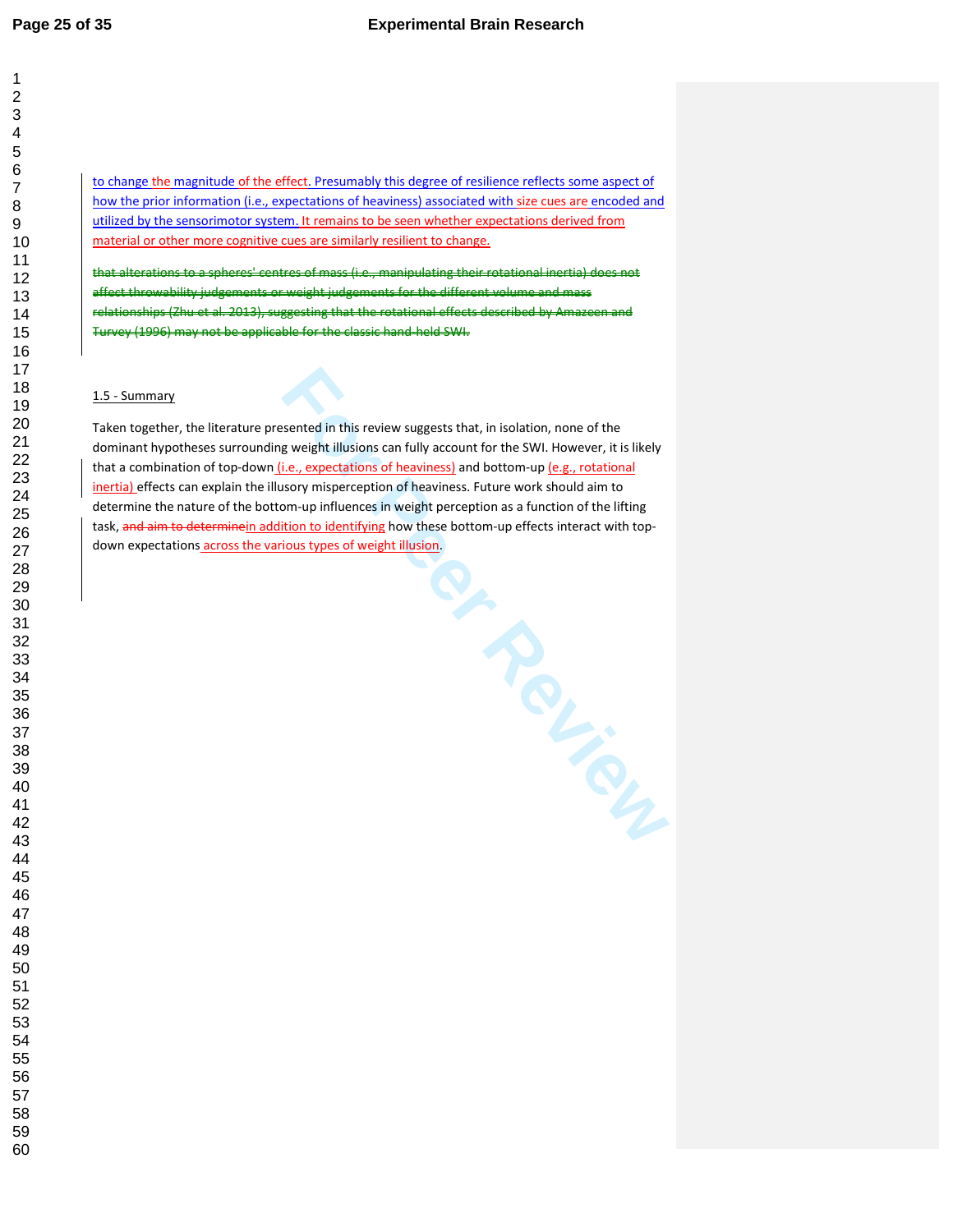to change the magnitude of the effect. Presumably this degree of resilience reflects some aspect of how the prior information (i.e., expectations of heaviness) associated with size cues are encoded and utilized by the sensorimotor system. It remains to be seen whether expectations derived from material or other more cognitive cues are similarly resilient to change.

~~that alterations to a spheres' centres of mass (i.e., manipulating their rotational inertia) does not affect throwability judgements or weight judgements for the different volume and mass relationships (Zhu et al. 2013), suggesting that the rotational effects described by Amazeen and Turvey (1996) may not be applicable for the classic hand-held SWI.~~

### 1.5 - Summary

Taken together, the literature presented in this review suggests that, in isolation, none of the dominant hypotheses surrounding weight illusions can fully account for the SWI. However, it is likely that a combination of top-down (i.e., expectations of heaviness) and bottom-up (e.g., rotational inertia) effects can explain the illusory misperception of heaviness. Future work should aim to determine the nature of the bottom-up influences in weight perception as a function of the lifting task, ~~and aim to determine~~in addition to identifying how these bottom-up effects interact with top-down expectations across the various types of weight illusion.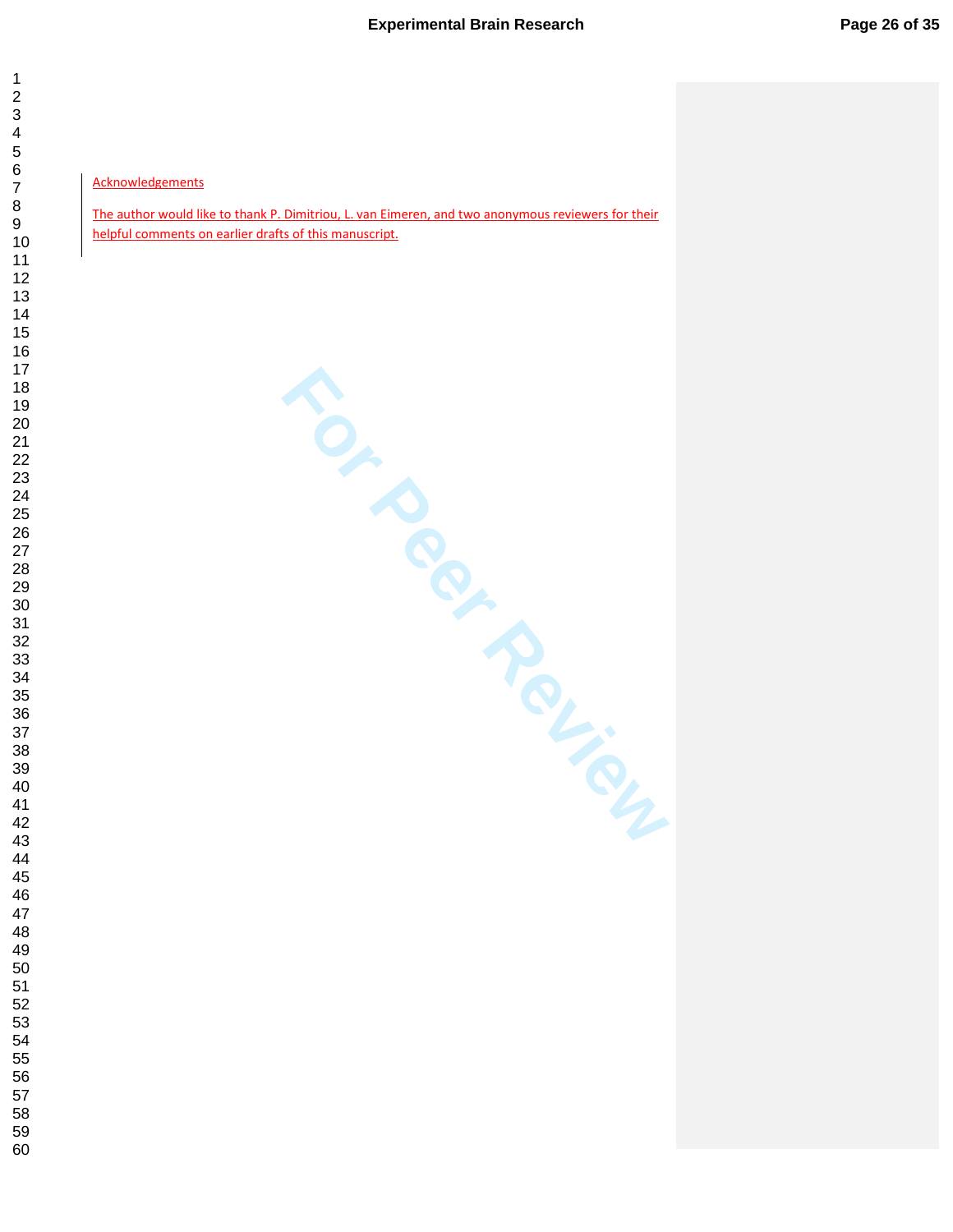## Acknowledgements

The author would like to thank P. Dimitriou, L. van Eimeren, and two anonymous reviewers for their helpful comments on earlier drafts of this manuscript.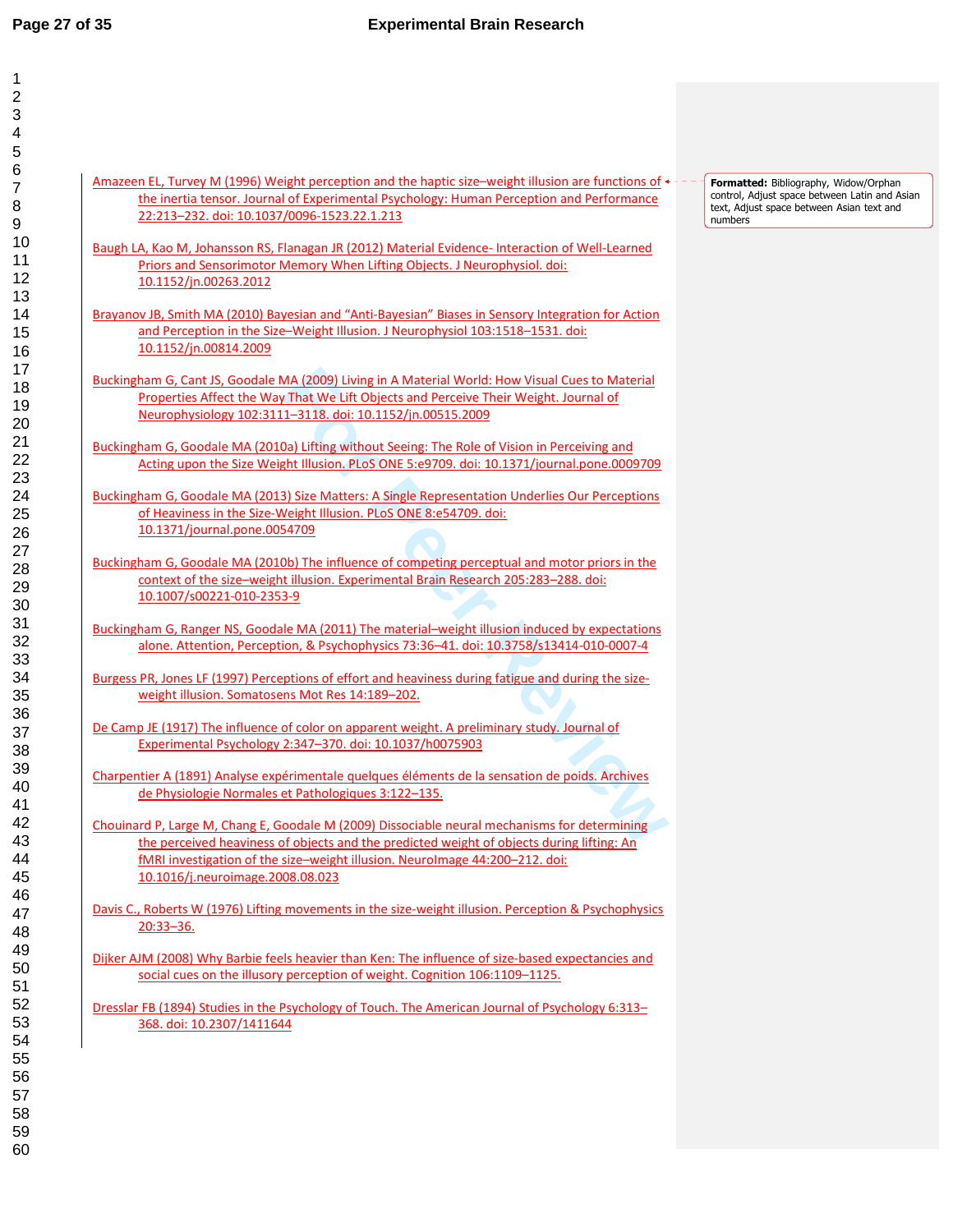Amazeen EL, Turvey M (1996) Weight perception and the haptic size–weight illusion are functions of the inertia tensor. Journal of Experimental Psychology: Human Perception and Performance 22:213–232. doi: 10.1037/0096-1523.22.1.213

Baugh LA, Kao M, Johansson RS, Flanagan JR (2012) Material Evidence- Interaction of Well-Learned Priors and Sensorimotor Memory When Lifting Objects. J Neurophysiol. doi: 10.1152/jn.00263.2012

Brayanov JB, Smith MA (2010) Bayesian and "Anti-Bayesian" Biases in Sensory Integration for Action and Perception in the Size–Weight Illusion. J Neurophysiol 103:1518–1531. doi: 10.1152/jn.00814.2009

Buckingham G, Cant JS, Goodale MA (2009) Living in A Material World: How Visual Cues to Material Properties Affect the Way That We Lift Objects and Perceive Their Weight. Journal of Neurophysiology 102:3111–3118. doi: 10.1152/jn.00515.2009

Buckingham G, Goodale MA (2010a) Lifting without Seeing: The Role of Vision in Perceiving and Acting upon the Size Weight Illusion. PLoS ONE 5:e9709. doi: 10.1371/journal.pone.0009709

Buckingham G, Goodale MA (2013) Size Matters: A Single Representation Underlies Our Perceptions of Heaviness in the Size-Weight Illusion. PLoS ONE 8:e54709. doi: 10.1371/journal.pone.0054709

Buckingham G, Goodale MA (2010b) The influence of competing perceptual and motor priors in the context of the size–weight illusion. Experimental Brain Research 205:283–288. doi: 10.1007/s00221-010-2353-9

Buckingham G, Ranger NS, Goodale MA (2011) The material–weight illusion induced by expectations alone. Attention, Perception, & Psychophysics 73:36–41. doi: 10.3758/s13414-010-0007-4

Burgess PR, Jones LF (1997) Perceptions of effort and heaviness during fatigue and during the size-weight illusion. Somatosens Mot Res 14:189–202.

De Camp JE (1917) The influence of color on apparent weight. A preliminary study. Journal of Experimental Psychology 2:347–370. doi: 10.1037/h0075903

Charpentier A (1891) Analyse expérimentale quelques éléments de la sensation de poids. Archives de Physiologie Normales et Pathologiques 3:122–135.

Chouinard P, Large M, Chang E, Goodale M (2009) Dissociable neural mechanisms for determining the perceived heaviness of objects and the predicted weight of objects during lifting: An fMRI investigation of the size–weight illusion. NeuroImage 44:200–212. doi: 10.1016/j.neuroimage.2008.08.023

Davis C., Roberts W (1976) Lifting movements in the size-weight illusion. Perception & Psychophysics 20:33–36.

Dijker AJM (2008) Why Barbie feels heavier than Ken: The influence of size-based expectancies and social cues on the illusory perception of weight. Cognition 106:1109–1125.

Dresslar FB (1894) Studies in the Psychology of Touch. The American Journal of Psychology 6:313–368. doi: 10.2307/1411644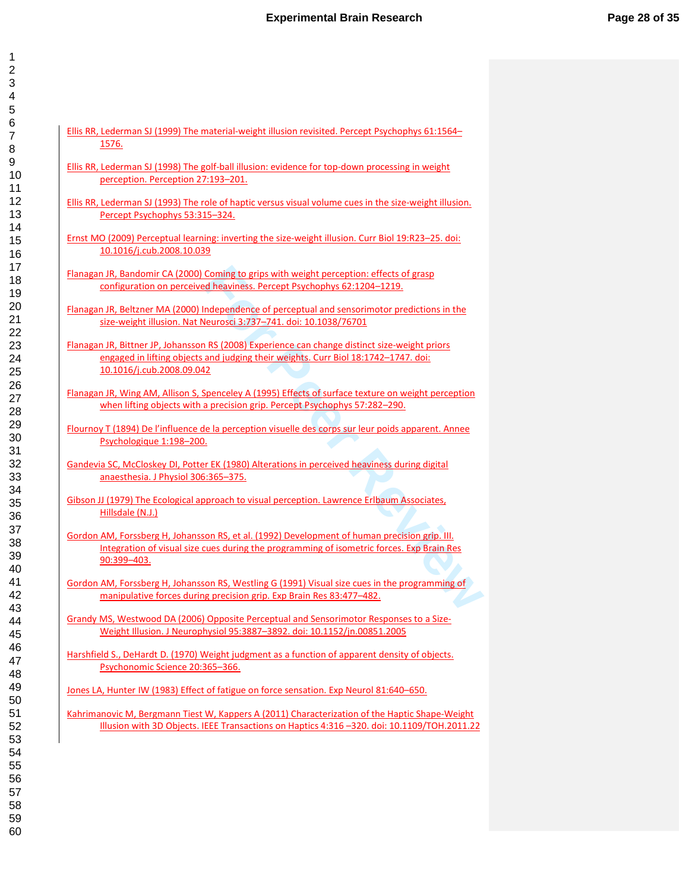Ellis RR, Lederman SJ (1999) The material-weight illusion revisited. Percept Psychophys 61:1564–1576.

Ellis RR, Lederman SJ (1998) The golf-ball illusion: evidence for top-down processing in weight perception. Perception 27:193–201.

Ellis RR, Lederman SJ (1993) The role of haptic versus visual volume cues in the size-weight illusion. Percept Psychophys 53:315–324.

Ernst MO (2009) Perceptual learning: inverting the size-weight illusion. Curr Biol 19:R23–25. doi: 10.1016/j.cub.2008.10.039

Flanagan JR, Bandomir CA (2000) Coming to grips with weight perception: effects of grasp configuration on perceived heaviness. Percept Psychophys 62:1204–1219.

Flanagan JR, Beltzner MA (2000) Independence of perceptual and sensorimotor predictions in the size-weight illusion. Nat Neurosci 3:737–741. doi: 10.1038/76701

Flanagan JR, Bittner JP, Johansson RS (2008) Experience can change distinct size-weight priors engaged in lifting objects and judging their weights. Curr Biol 18:1742–1747. doi: 10.1016/j.cub.2008.09.042

Flanagan JR, Wing AM, Allison S, Spenceley A (1995) Effects of surface texture on weight perception when lifting objects with a precision grip. Percept Psychophys 57:282–290.

Flournoy T (1894) De l'influence de la perception visuelle des corps sur leur poids apparent. Annee Psychologique 1:198–200.

Gandevia SC, McCloskey DI, Potter EK (1980) Alterations in perceived heaviness during digital anaesthesia. J Physiol 306:365–375.

Gibson JJ (1979) The Ecological approach to visual perception. Lawrence Erlbaum Associates, Hillsdale (N.J.)

Gordon AM, Forssberg H, Johansson RS, et al. (1992) Development of human precision grip. III. Integration of visual size cues during the programming of isometric forces. Exp Brain Res 90:399–403.

Gordon AM, Forssberg H, Johansson RS, Westling G (1991) Visual size cues in the programming of manipulative forces during precision grip. Exp Brain Res 83:477–482.

Grandy MS, Westwood DA (2006) Opposite Perceptual and Sensorimotor Responses to a Size-Weight Illusion. J Neurophysiol 95:3887–3892. doi: 10.1152/jn.00851.2005

Harshfield S., DeHardt D. (1970) Weight judgment as a function of apparent density of objects. Psychonomic Science 20:365–366.

Jones LA, Hunter IW (1983) Effect of fatigue on force sensation. Exp Neurol 81:640–650.

Kahrimanovic M, Bergmann Tiest W, Kappers A (2011) Characterization of the Haptic Shape-Weight Illusion with 3D Objects. IEEE Transactions on Haptics 4:316 –320. doi: 10.1109/TOH.2011.22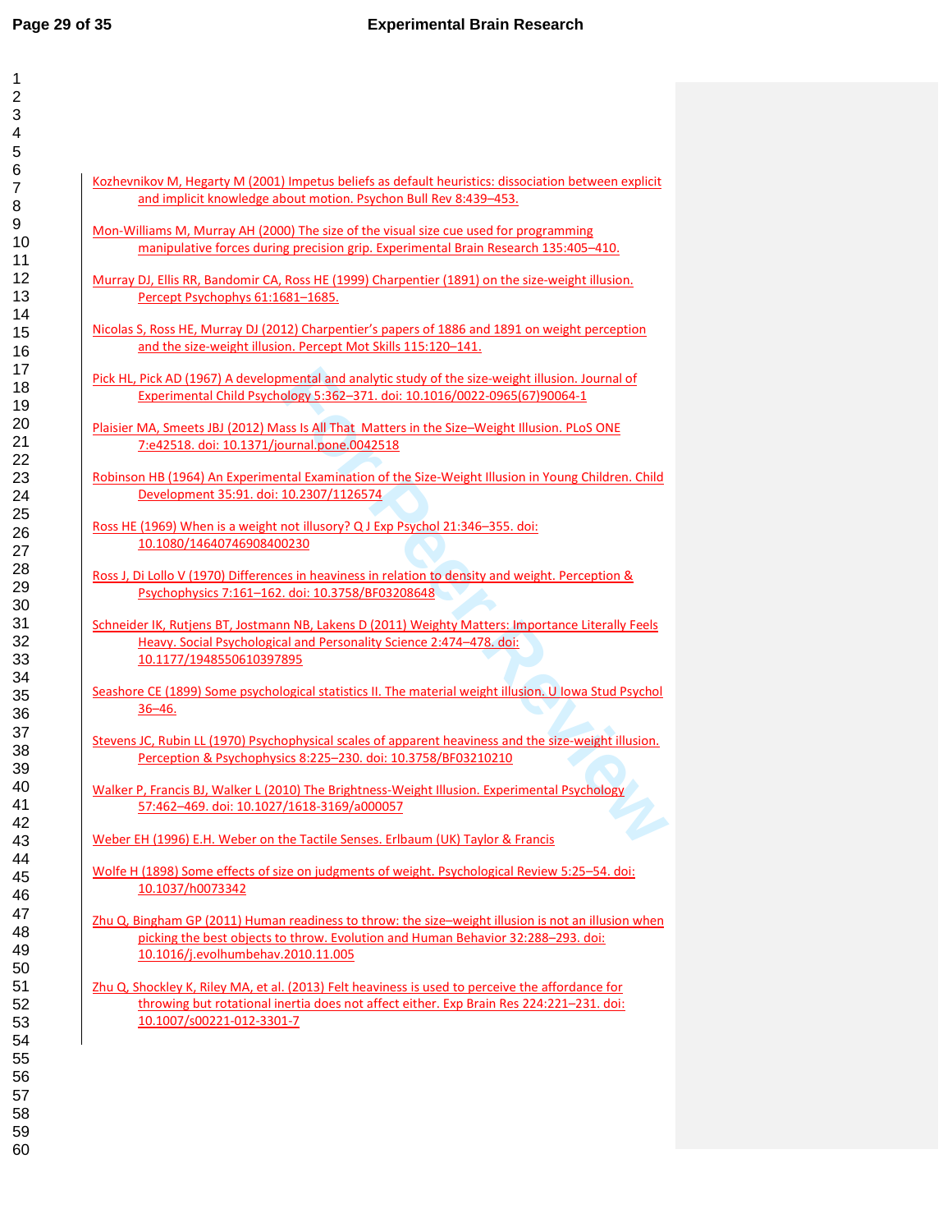Kozhevnikov M, Hegarty M (2001) Impetus beliefs as default heuristics: dissociation between explicit and implicit knowledge about motion. Psychon Bull Rev 8:439–453.

Mon-Williams M, Murray AH (2000) The size of the visual size cue used for programming manipulative forces during precision grip. Experimental Brain Research 135:405–410.

Murray DJ, Ellis RR, Bandomir CA, Ross HE (1999) Charpentier (1891) on the size-weight illusion. Percept Psychophys 61:1681–1685.

Nicolas S, Ross HE, Murray DJ (2012) Charpentier's papers of 1886 and 1891 on weight perception and the size-weight illusion. Percept Mot Skills 115:120–141.

Pick HL, Pick AD (1967) A developmental and analytic study of the size-weight illusion. Journal of Experimental Child Psychology 5:362–371. doi: 10.1016/0022-0965(67)90064-1

Plaisier MA, Smeets JBJ (2012) Mass Is All That Matters in the Size–Weight Illusion. PLoS ONE 7:e42518. doi: 10.1371/journal.pone.0042518

Robinson HB (1964) An Experimental Examination of the Size-Weight Illusion in Young Children. Child Development 35:91. doi: 10.2307/1126574

Ross HE (1969) When is a weight not illusory? Q J Exp Psychol 21:346–355. doi: 10.1080/14640746908400230

Ross J, Di Lollo V (1970) Differences in heaviness in relation to density and weight. Perception & Psychophysics 7:161–162. doi: 10.3758/BF03208648

Schneider IK, Rutjens BT, Jostmann NB, Lakens D (2011) Weighty Matters: Importance Literally Feels Heavy. Social Psychological and Personality Science 2:474–478. doi: 10.1177/1948550610397895

Seashore CE (1899) Some psychological statistics II. The material weight illusion. U Iowa Stud Psychol 36–46.

Stevens JC, Rubin LL (1970) Psychophysical scales of apparent heaviness and the size-weight illusion. Perception & Psychophysics 8:225–230. doi: 10.3758/BF03210210

Walker P, Francis BJ, Walker L (2010) The Brightness-Weight Illusion. Experimental Psychology 57:462–469. doi: 10.1027/1618-3169/a000057

Weber EH (1996) E.H. Weber on the Tactile Senses. Erlbaum (UK) Taylor & Francis

Wolfe H (1898) Some effects of size on judgments of weight. Psychological Review 5:25–54. doi: 10.1037/h0073342

Zhu Q, Bingham GP (2011) Human readiness to throw: the size–weight illusion is not an illusion when picking the best objects to throw. Evolution and Human Behavior 32:288–293. doi: 10.1016/j.evolhumbehav.2010.11.005

Zhu Q, Shockley K, Riley MA, et al. (2013) Felt heaviness is used to perceive the affordance for throwing but rotational inertia does not affect either. Exp Brain Res 224:221–231. doi: 10.1007/s00221-012-3301-7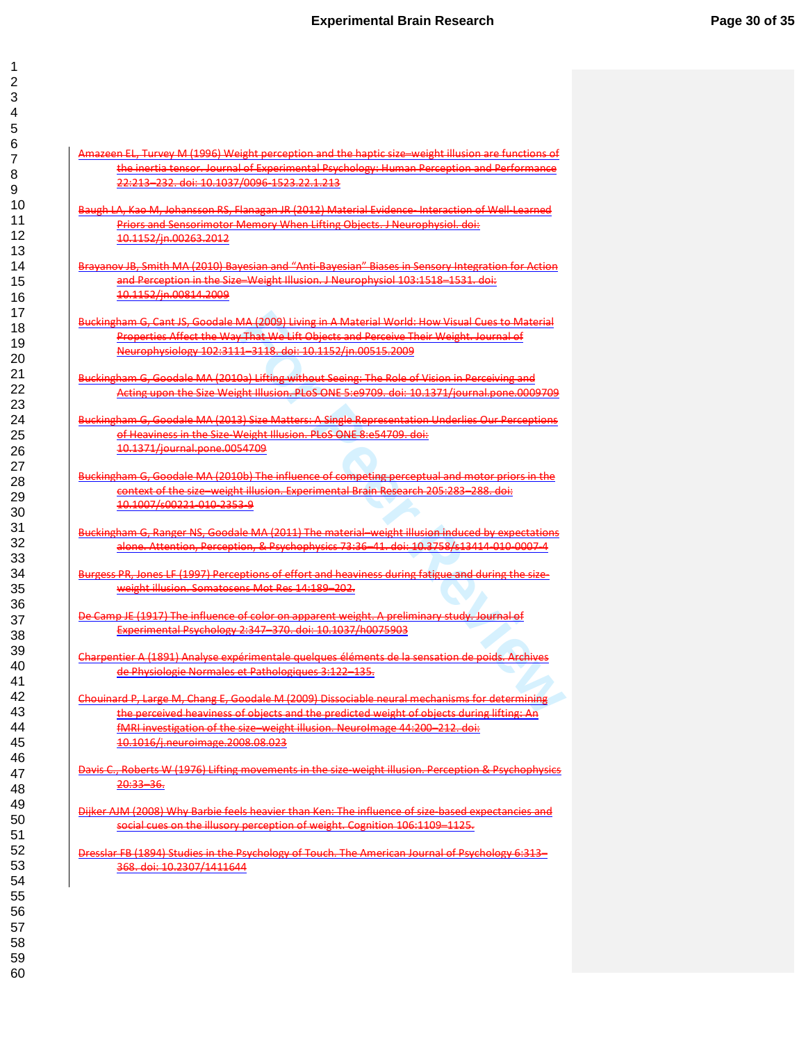Amazeen EL, Turvey M (1996) Weight perception and the haptic size–weight illusion are functions of the inertia tensor. Journal of Experimental Psychology: Human Perception and Performance 22:213–232. doi: 10.1037/0096-1523.22.1.213

Baugh LA, Kao M, Johansson RS, Flanagan JR (2012) Material Evidence- Interaction of Well-Learned Priors and Sensorimotor Memory When Lifting Objects. J Neurophysiol. doi: 10.1152/jn.00263.2012

Brayanov JB, Smith MA (2010) Bayesian and "Anti-Bayesian" Biases in Sensory Integration for Action and Perception in the Size–Weight Illusion. J Neurophysiol 103:1518–1531. doi: 10.1152/jn.00814.2009

Buckingham G, Cant JS, Goodale MA (2009) Living in A Material World: How Visual Cues to Material Properties Affect the Way That We Lift Objects and Perceive Their Weight. Journal of Neurophysiology 102:3111–3118. doi: 10.1152/jn.00515.2009

Buckingham G, Goodale MA (2010a) Lifting without Seeing: The Role of Vision in Perceiving and Acting upon the Size Weight Illusion. PLoS ONE 5:e9709. doi: 10.1371/journal.pone.0009709

Buckingham G, Goodale MA (2013) Size Matters: A Single Representation Underlies Our Perceptions of Heaviness in the Size-Weight Illusion. PLoS ONE 8:e54709. doi: 10.1371/journal.pone.0054709

Buckingham G, Goodale MA (2010b) The influence of competing perceptual and motor priors in the context of the size–weight illusion. Experimental Brain Research 205:283–288. doi: 10.1007/s00221-010-2353-9

Buckingham G, Ranger NS, Goodale MA (2011) The material–weight illusion induced by expectations alone. Attention, Perception, & Psychophysics 73:36–41. doi: 10.3758/s13414-010-0007-4

Burgess PR, Jones LF (1997) Perceptions of effort and heaviness during fatigue and during the size-weight illusion. Somatosens Mot Res 14:189–202.

De Camp JE (1917) The influence of color on apparent weight. A preliminary study. Journal of Experimental Psychology 2:347–370. doi: 10.1037/h0075903

Charpentier A (1891) Analyse expérimentale quelques éléments de la sensation de poids. Archives de Physiologie Normales et Pathologiques 3:122–135.

Chouinard P, Large M, Chang E, Goodale M (2009) Dissociable neural mechanisms for determining the perceived heaviness of objects and the predicted weight of objects during lifting: An fMRI investigation of the size–weight illusion. NeuroImage 44:200–212. doi: 10.1016/j.neuroimage.2008.08.023

Davis C., Roberts W (1976) Lifting movements in the size-weight illusion. Perception & Psychophysics 20:33–36.

Dijker AJM (2008) Why Barbie feels heavier than Ken: The influence of size-based expectancies and social cues on the illusory perception of weight. Cognition 106:1109–1125.

Dresslar FB (1894) Studies in the Psychology of Touch. The American Journal of Psychology 6:313–368. doi: 10.2307/1411644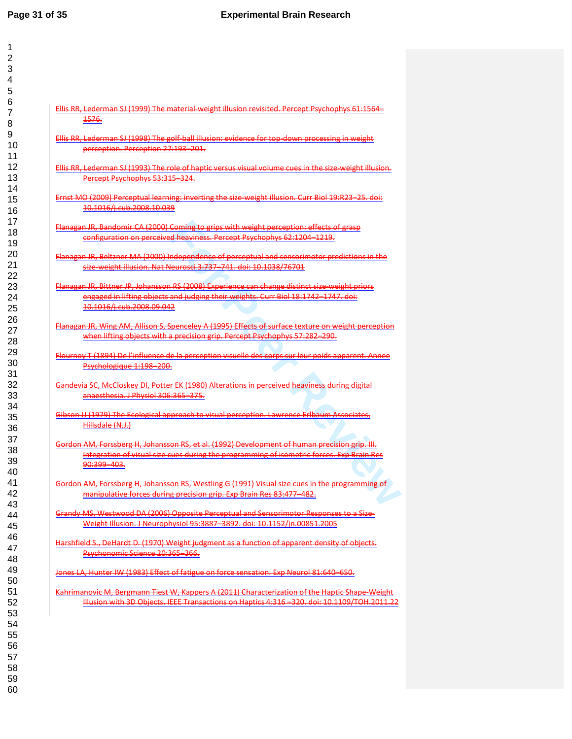Ellis RR, Lederman SJ (1999) The material-weight illusion revisited. Percept Psychophys 61:1564–1576.

Ellis RR, Lederman SJ (1998) The golf-ball illusion: evidence for top-down processing in weight perception. Perception 27:193–201.

Ellis RR, Lederman SJ (1993) The role of haptic versus visual volume cues in the size-weight illusion. Percept Psychophys 53:315–324.

Ernst MO (2009) Perceptual learning: inverting the size-weight illusion. Curr Biol 19:R23–25. doi: 10.1016/j.cub.2008.10.039

Flanagan JR, Bandomir CA (2000) Coming to grips with weight perception: effects of grasp configuration on perceived heaviness. Percept Psychophys 62:1204–1219.

Flanagan JR, Beltzner MA (2000) Independence of perceptual and sensorimotor predictions in the size-weight illusion. Nat Neurosci 3:737–741. doi: 10.1038/76701

Flanagan JR, Bittner JP, Johansson RS (2008) Experience can change distinct size-weight priors engaged in lifting objects and judging their weights. Curr Biol 18:1742–1747. doi: 10.1016/j.cub.2008.09.042

Flanagan JR, Wing AM, Allison S, Spenceley A (1995) Effects of surface texture on weight perception when lifting objects with a precision grip. Percept Psychophys 57:282–290.

Flournoy T (1894) De l'influence de la perception visuelle des corps sur leur poids apparent. Annee Psychologique 1:198–200.

Gandevia SC, McCloskey DI, Potter EK (1980) Alterations in perceived heaviness during digital anaesthesia. J Physiol 306:365–375.

Gibson JJ (1979) The Ecological approach to visual perception. Lawrence Erlbaum Associates, Hillsdale (N.J.)

Gordon AM, Forssberg H, Johansson RS, et al. (1992) Development of human precision grip. III. Integration of visual size cues during the programming of isometric forces. Exp Brain Res 90:399–403.

Gordon AM, Forssberg H, Johansson RS, Westling G (1991) Visual size cues in the programming of manipulative forces during precision grip. Exp Brain Res 83:477–482.

Grandy MS, Westwood DA (2006) Opposite Perceptual and Sensorimotor Responses to a Size-Weight Illusion. J Neurophysiol 95:3887–3892. doi: 10.1152/jn.00851.2005

Harshfield S., DeHardt D. (1970) Weight judgment as a function of apparent density of objects. Psychonomic Science 20:365–366.

Jones LA, Hunter IW (1983) Effect of fatigue on force sensation. Exp Neurol 81:640–650.

Kahrimanovic M, Bergmann Tiest W, Kappers A (2011) Characterization of the Haptic Shape-Weight Illusion with 3D Objects. IEEE Transactions on Haptics 4:316 –320. doi: 10.1109/TOH.2011.22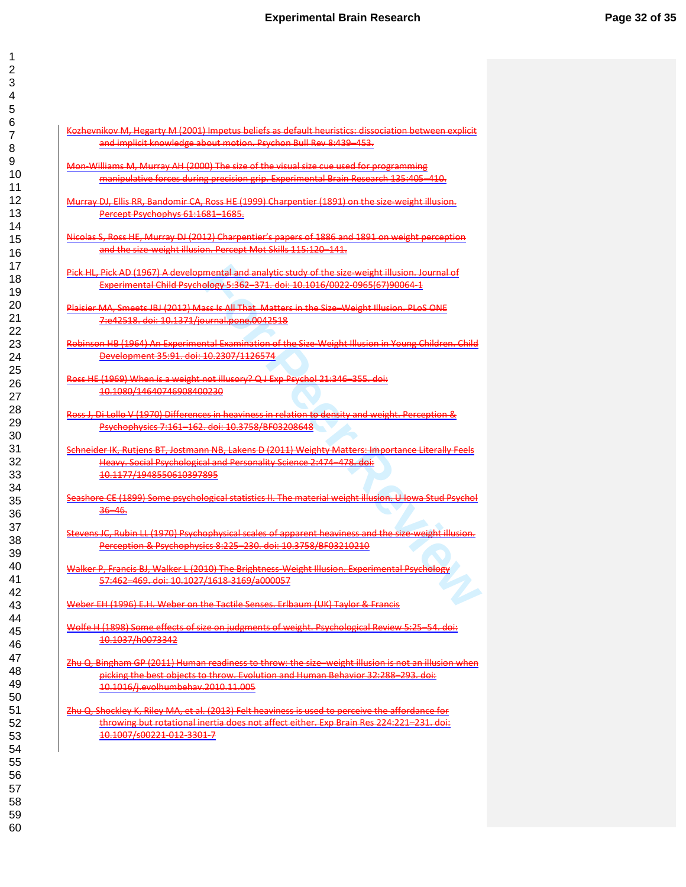Kozhevnikov M, Hegarty M (2001) Impetus beliefs as default heuristics: dissociation between explicit and implicit knowledge about motion. Psychon Bull Rev 8:439–453.

Mon-Williams M, Murray AH (2000) The size of the visual size cue used for programming manipulative forces during precision grip. Experimental Brain Research 135:405–410.

Murray DJ, Ellis RR, Bandomir CA, Ross HE (1999) Charpentier (1891) on the size-weight illusion. Percept Psychophys 61:1681–1685.

Nicolas S, Ross HE, Murray DJ (2012) Charpentier's papers of 1886 and 1891 on weight perception and the size-weight illusion. Percept Mot Skills 115:120–141.

Pick HL, Pick AD (1967) A developmental and analytic study of the size-weight illusion. Journal of Experimental Child Psychology 5:362–371. doi: 10.1016/0022-0965(67)90064-1

Plaisier MA, Smeets JBJ (2012) Mass Is All That Matters in the Size–Weight Illusion. PLoS ONE 7:e42518. doi: 10.1371/journal.pone.0042518

Robinson HB (1964) An Experimental Examination of the Size-Weight Illusion in Young Children. Child Development 35:91. doi: 10.2307/1126574

Ross HE (1969) When is a weight not illusory? Q J Exp Psychol 21:346–355. doi: 10.1080/14640746908400230

Ross J, Di Lollo V (1970) Differences in heaviness in relation to density and weight. Perception & Psychophysics 7:161–162. doi: 10.3758/BF03208648

Schneider IK, Rutjens BT, Jostmann NB, Lakens D (2011) Weighty Matters: Importance Literally Feels Heavy. Social Psychological and Personality Science 2:474–478. doi: 10.1177/1948550610397895

Seashore CE (1899) Some psychological statistics II. The material weight illusion. U Iowa Stud Psychol 36–46.

Stevens JC, Rubin LL (1970) Psychophysical scales of apparent heaviness and the size-weight illusion. Perception & Psychophysics 8:225–230. doi: 10.3758/BF03210210

Walker P, Francis BJ, Walker L (2010) The Brightness-Weight Illusion. Experimental Psychology 57:462–469. doi: 10.1027/1618-3169/a000057

Weber EH (1996) E.H. Weber on the Tactile Senses. Erlbaum (UK) Taylor & Francis

Wolfe H (1898) Some effects of size on judgments of weight. Psychological Review 5:25–54. doi: 10.1037/h0073342

Zhu Q, Bingham GP (2011) Human readiness to throw: the size–weight illusion is not an illusion when picking the best objects to throw. Evolution and Human Behavior 32:288–293. doi: 10.1016/j.evolhumbehav.2010.11.005

Zhu Q, Shockley K, Riley MA, et al. (2013) Felt heaviness is used to perceive the affordance for throwing but rotational inertia does not affect either. Exp Brain Res 224:221–231. doi: 10.1007/s00221-012-3301-7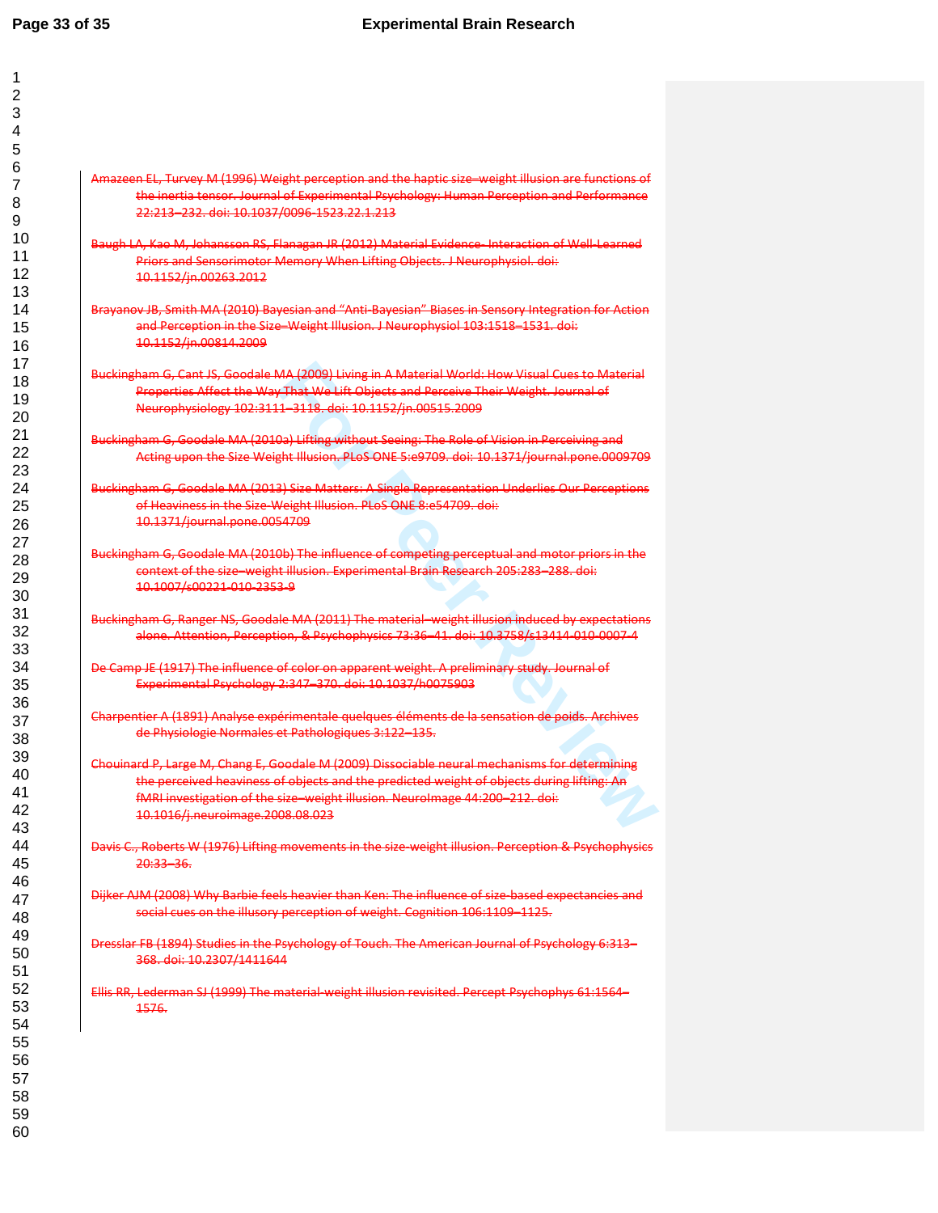Amazeen EL, Turvey M (1996) Weight perception and the haptic size–weight illusion are functions of the inertia tensor. Journal of Experimental Psychology: Human Perception and Performance 22:213–232. doi: 10.1037/0096-1523.22.1.213

Baugh LA, Kao M, Johansson RS, Flanagan JR (2012) Material Evidence- Interaction of Well-Learned Priors and Sensorimotor Memory When Lifting Objects. J Neurophysiol. doi: 10.1152/jn.00263.2012

Brayanov JB, Smith MA (2010) Bayesian and "Anti-Bayesian" Biases in Sensory Integration for Action and Perception in the Size–Weight Illusion. J Neurophysiol 103:1518–1531. doi: 10.1152/jn.00814.2009

Buckingham G, Cant JS, Goodale MA (2009) Living in A Material World: How Visual Cues to Material Properties Affect the Way That We Lift Objects and Perceive Their Weight. Journal of Neurophysiology 102:3111–3118. doi: 10.1152/jn.00515.2009

Buckingham G, Goodale MA (2010a) Lifting without Seeing: The Role of Vision in Perceiving and Acting upon the Size Weight Illusion. PLoS ONE 5:e9709. doi: 10.1371/journal.pone.0009709

Buckingham G, Goodale MA (2013) Size Matters: A Single Representation Underlies Our Perceptions of Heaviness in the Size-Weight Illusion. PLoS ONE 8:e54709. doi: 10.1371/journal.pone.0054709

Buckingham G, Goodale MA (2010b) The influence of competing perceptual and motor priors in the context of the size–weight illusion. Experimental Brain Research 205:283–288. doi: 10.1007/s00221-010-2353-9

Buckingham G, Ranger NS, Goodale MA (2011) The material–weight illusion induced by expectations alone. Attention, Perception, & Psychophysics 73:36–41. doi: 10.3758/s13414-010-0007-4

De Camp JE (1917) The influence of color on apparent weight. A preliminary study. Journal of Experimental Psychology 2:347–370. doi: 10.1037/h0075903

Charpentier A (1891) Analyse expérimentale quelques éléments de la sensation de poids. Archives de Physiologie Normales et Pathologiques 3:122–135.

Chouinard P, Large M, Chang E, Goodale M (2009) Dissociable neural mechanisms for determining the perceived heaviness of objects and the predicted weight of objects during lifting: An fMRI investigation of the size–weight illusion. NeuroImage 44:200–212. doi: 10.1016/j.neuroimage.2008.08.023

Davis C., Roberts W (1976) Lifting movements in the size-weight illusion. Perception & Psychophysics 20:33–36.

Dijker AJM (2008) Why Barbie feels heavier than Ken: The influence of size-based expectancies and social cues on the illusory perception of weight. Cognition 106:1109–1125.

Dresslar FB (1894) Studies in the Psychology of Touch. The American Journal of Psychology 6:313–368. doi: 10.2307/1411644

Ellis RR, Lederman SJ (1999) The material-weight illusion revisited. Percept Psychophys 61:1564–1576.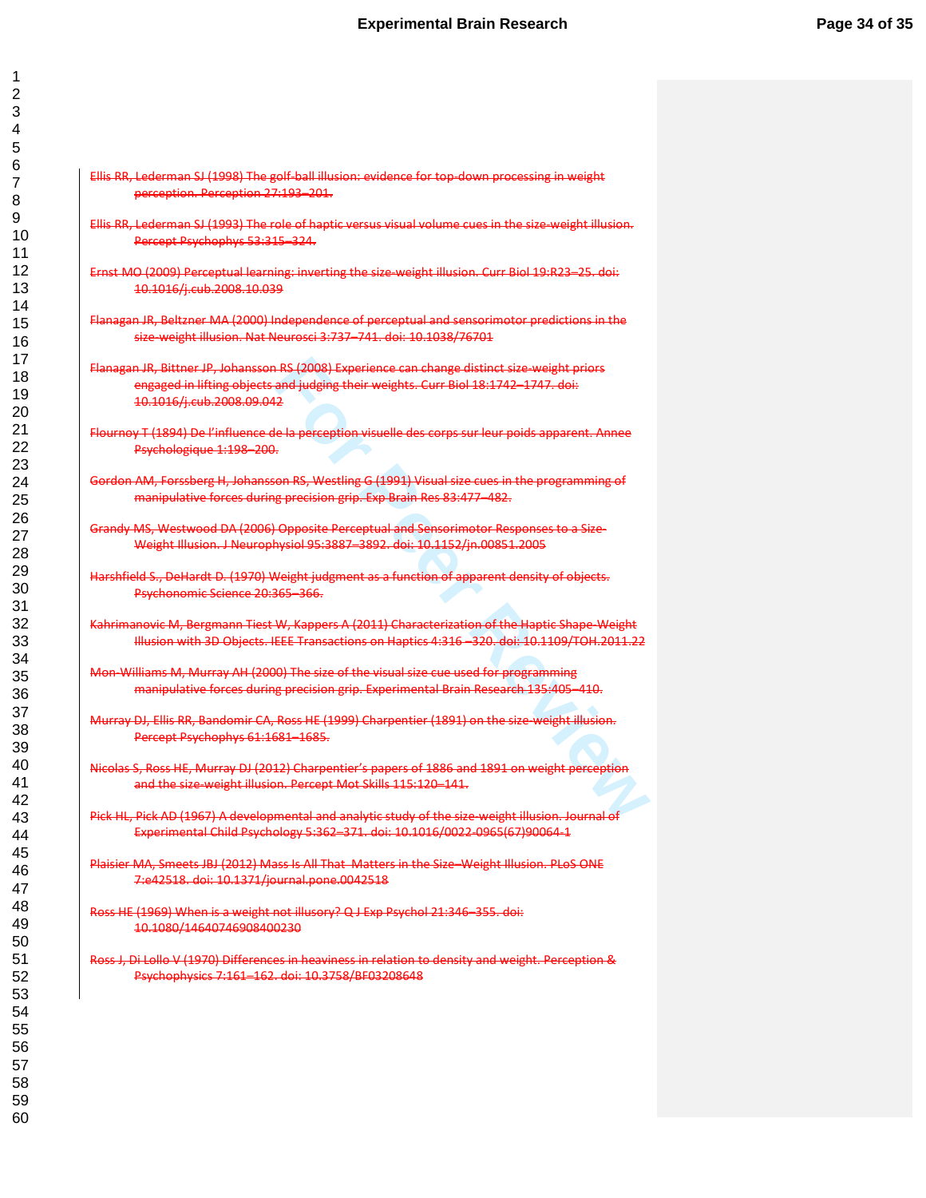~~Ellis RR, Lederman SJ (1998) The golf-ball illusion: evidence for top-down processing in weight perception. Perception 27:193–201.~~

~~Ellis RR, Lederman SJ (1993) The role of haptic versus visual volume cues in the size-weight illusion. Percept Psychophys 53:315–324.~~

~~Ernst MO (2009) Perceptual learning: inverting the size-weight illusion. Curr Biol 19:R23–25. doi: 10.1016/j.cub.2008.10.039~~

~~Flanagan JR, Beltzner MA (2000) Independence of perceptual and sensorimotor predictions in the size-weight illusion. Nat Neurosci 3:737–741. doi: 10.1038/76701~~

~~Flanagan JR, Bittner JP, Johansson RS (2008) Experience can change distinct size-weight priors engaged in lifting objects and judging their weights. Curr Biol 18:1742–1747. doi: 10.1016/j.cub.2008.09.042~~

~~Flournoy T (1894) De l'influence de la perception visuelle des corps sur leur poids apparent. Annee Psychologique 1:198–200.~~

~~Gordon AM, Forssberg H, Johansson RS, Westling G (1991) Visual size cues in the programming of manipulative forces during precision grip. Exp Brain Res 83:477–482.~~

~~Grandy MS, Westwood DA (2006) Opposite Perceptual and Sensorimotor Responses to a Size-Weight Illusion. J Neurophysiol 95:3887–3892. doi: 10.1152/jn.00851.2005~~

~~Harshfield S., DeHardt D. (1970) Weight judgment as a function of apparent density of objects. Psychonomic Science 20:365–366.~~

~~Kahrimanovic M, Bergmann Tiest W, Kappers A (2011) Characterization of the Haptic Shape-Weight Illusion with 3D Objects. IEEE Transactions on Haptics 4:316 –320. doi: 10.1109/TOH.2011.22~~

~~Mon-Williams M, Murray AH (2000) The size of the visual size cue used for programming manipulative forces during precision grip. Experimental Brain Research 135:405–410.~~

~~Murray DJ, Ellis RR, Bandomir CA, Ross HE (1999) Charpentier (1891) on the size-weight illusion. Percept Psychophys 61:1681–1685.~~

~~Nicolas S, Ross HE, Murray DJ (2012) Charpentier's papers of 1886 and 1891 on weight perception and the size-weight illusion. Percept Mot Skills 115:120–141.~~

~~Pick HL, Pick AD (1967) A developmental and analytic study of the size-weight illusion. Journal of Experimental Child Psychology 5:362–371. doi: 10.1016/0022-0965(67)90064-1~~

~~Plaisier MA, Smeets JBJ (2012) Mass Is All That Matters in the Size–Weight Illusion. PLoS ONE 7:e42518. doi: 10.1371/journal.pone.0042518~~

~~Ross HE (1969) When is a weight not illusory? Q J Exp Psychol 21:346–355. doi: 10.1080/14640746908400230~~

~~Ross J, Di Lollo V (1970) Differences in heaviness in relation to density and weight. Perception & Psychophysics 7:161–162. doi: 10.3758/BF03208648~~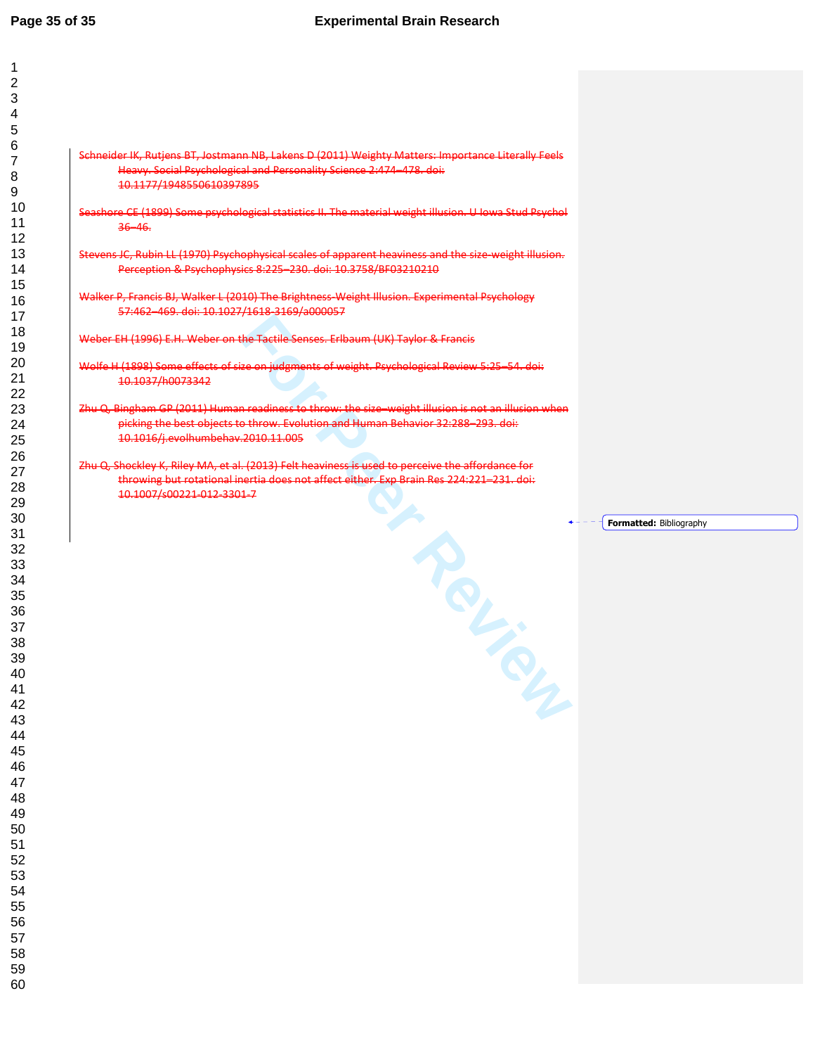~~Schneider IK, Rutjens BT, Jostmann NB, Lakens D (2011) Weighty Matters: Importance Literally Feels Heavy. Social Psychological and Personality Science 2:474–478. doi: 10.1177/1948550610397895~~

~~Seashore CE (1899) Some psychological statistics II. The material weight illusion. U Iowa Stud Psychol 36–46.~~

~~Stevens JC, Rubin LL (1970) Psychophysical scales of apparent heaviness and the size-weight illusion. Perception & Psychophysics 8:225–230. doi: 10.3758/BF03210210~~

~~Walker P, Francis BJ, Walker L (2010) The Brightness-Weight Illusion. Experimental Psychology 57:462–469. doi: 10.1027/1618-3169/a000057~~

~~Weber EH (1996) E.H. Weber on the Tactile Senses. Erlbaum (UK) Taylor & Francis~~

~~Wolfe H (1898) Some effects of size on judgments of weight. Psychological Review 5:25–54. doi: 10.1037/h0073342~~

~~Zhu Q, Bingham GP (2011) Human readiness to throw: the size–weight illusion is not an illusion when picking the best objects to throw. Evolution and Human Behavior 32:288–293. doi: 10.1016/j.evolhumbehav.2010.11.005~~

~~Zhu Q, Shockley K, Riley MA, et al. (2013) Felt heaviness is used to perceive the affordance for throwing but rotational inertia does not affect either. Exp Brain Res 224:221–231. doi: 10.1007/s00221-012-3301-7~~

**Formatted:** Bibliography